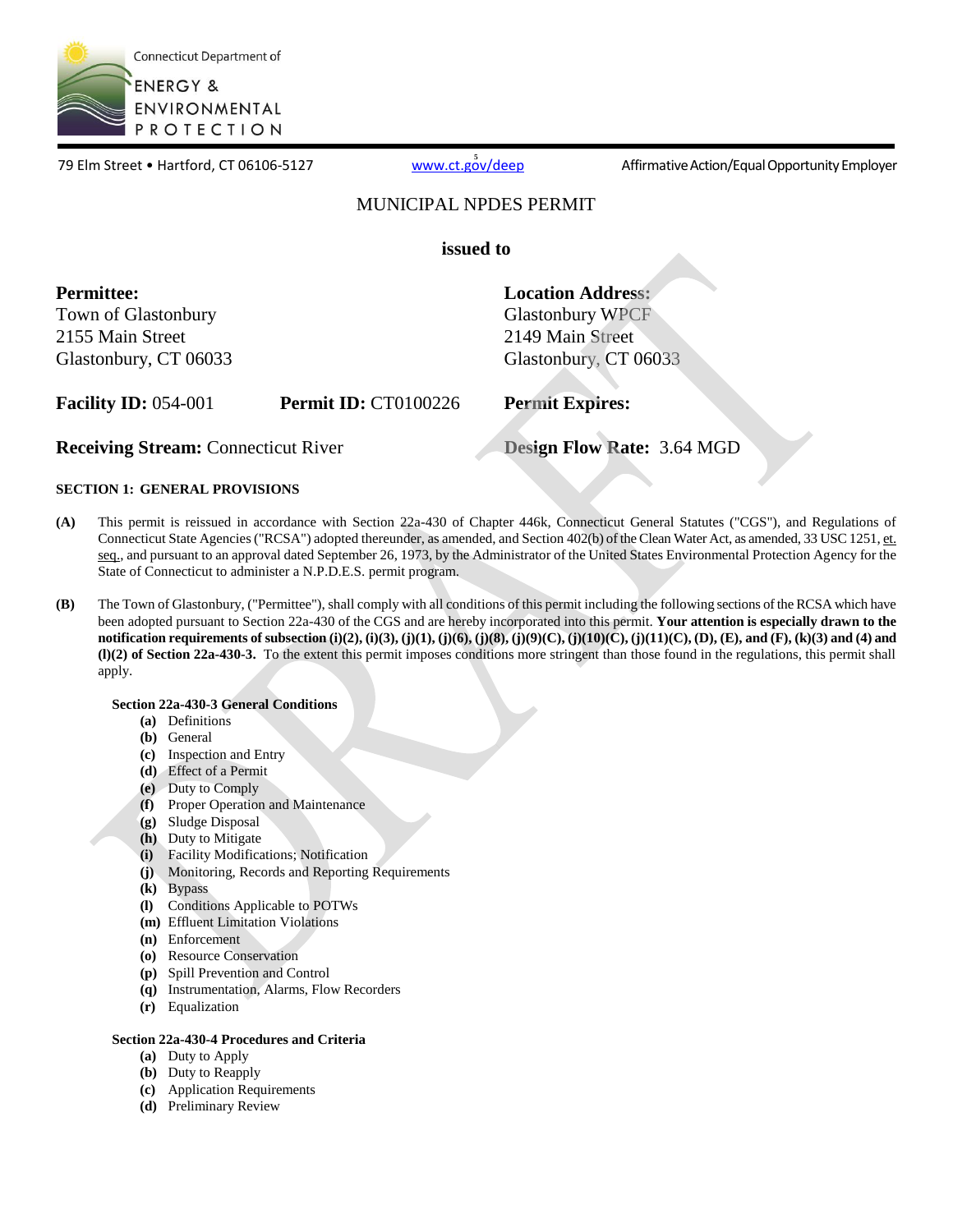Connecticut Department of
ENERGY & ENVIRONMENTAL PROTECTION

79 Elm Street • Hartford, CT 06106-5127 www.ct.gov/deep Affirmative Action/Equal Opportunity Employer

# MUNICIPAL NPDES PERMIT

**issued to**

| **Permittee:** | | **Location Address:** |
|---|---|---|
| Town of Glastonbury | | Glastonbury WPCF |
| 2155 Main Street | | 2149 Main Street |
| Glastonbury, CT 06033 | | Glastonbury, CT 06033 |
| **Facility ID:** 054-001 | **Permit ID:** CT0100226 | **Permit Expires:** |
| **Receiving Stream:** Connecticut River | | **Design Flow Rate:** 3.64 MGD |

**SECTION 1: GENERAL PROVISIONS**

**(A)** This permit is reissued in accordance with Section 22a-430 of Chapter 446k, Connecticut General Statutes ("CGS"), and Regulations of Connecticut State Agencies ("RCSA") adopted thereunder, as amended, and Section 402(b) of the Clean Water Act, as amended, 33 USC 1251, et. seq., and pursuant to an approval dated September 26, 1973, by the Administrator of the United States Environmental Protection Agency for the State of Connecticut to administer a N.P.D.E.S. permit program.

**(B)** The Town of Glastonbury, ("Permittee"), shall comply with all conditions of this permit including the following sections of the RCSA which have been adopted pursuant to Section 22a-430 of the CGS and are hereby incorporated into this permit. **Your attention is especially drawn to the notification requirements of subsection (i)(2), (i)(3), (j)(1), (j)(6), (j)(8), (j)(9)(C), (j)(10)(C), (j)(11)(C), (D), (E), and (F), (k)(3) and (4) and (l)(2) of Section 22a-430-3.** To the extent this permit imposes conditions more stringent than those found in the regulations, this permit shall apply.

**Section 22a-430-3 General Conditions**

- **(a)** Definitions
- **(b)** General
- **(c)** Inspection and Entry
- **(d)** Effect of a Permit
- **(e)** Duty to Comply
- **(f)** Proper Operation and Maintenance
- **(g)** Sludge Disposal
- **(h)** Duty to Mitigate
- **(i)** Facility Modifications; Notification
- **(j)** Monitoring, Records and Reporting Requirements
- **(k)** Bypass
- **(l)** Conditions Applicable to POTWs
- **(m)** Effluent Limitation Violations
- **(n)** Enforcement
- **(o)** Resource Conservation
- **(p)** Spill Prevention and Control
- **(q)** Instrumentation, Alarms, Flow Recorders
- **(r)** Equalization

**Section 22a-430-4 Procedures and Criteria**

- **(a)** Duty to Apply
- **(b)** Duty to Reapply
- **(c)** Application Requirements
- **(d)** Preliminary Review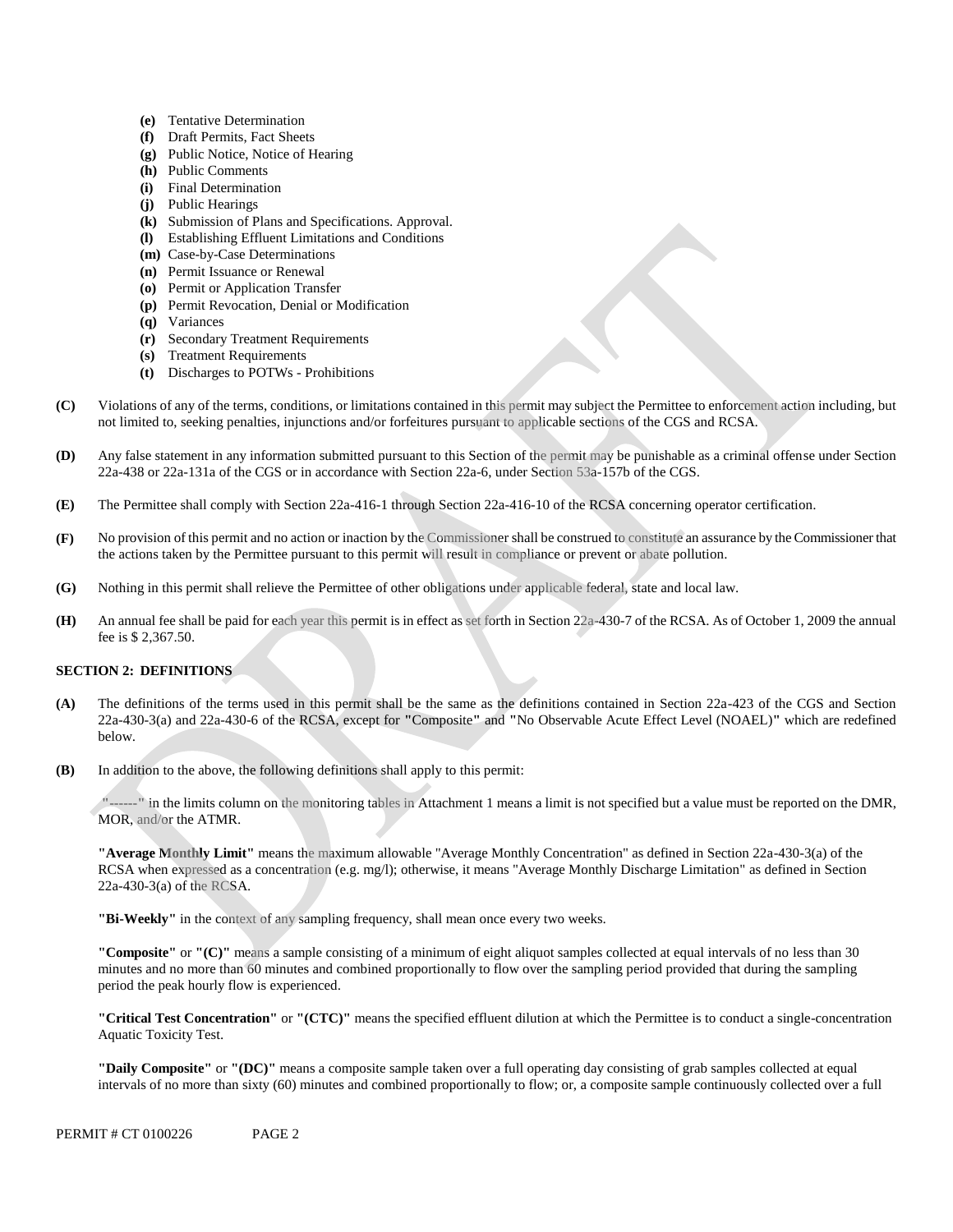- **(e)** Tentative Determination
- **(f)** Draft Permits, Fact Sheets
- **(g)** Public Notice, Notice of Hearing
- **(h)** Public Comments
- **(i)** Final Determination
- **(j)** Public Hearings
- **(k)** Submission of Plans and Specifications. Approval.
- **(l)** Establishing Effluent Limitations and Conditions
- **(m)** Case-by-Case Determinations
- **(n)** Permit Issuance or Renewal
- **(o)** Permit or Application Transfer
- **(p)** Permit Revocation, Denial or Modification
- **(q)** Variances
- **(r)** Secondary Treatment Requirements
- **(s)** Treatment Requirements
- **(t)** Discharges to POTWs - Prohibitions

**(C)** Violations of any of the terms, conditions, or limitations contained in this permit may subject the Permittee to enforcement action including, but not limited to, seeking penalties, injunctions and/or forfeitures pursuant to applicable sections of the CGS and RCSA.

**(D)** Any false statement in any information submitted pursuant to this Section of the permit may be punishable as a criminal offense under Section 22a-438 or 22a-131a of the CGS or in accordance with Section 22a-6, under Section 53a-157b of the CGS.

**(E)** The Permittee shall comply with Section 22a-416-1 through Section 22a-416-10 of the RCSA concerning operator certification.

**(F)** No provision of this permit and no action or inaction by the Commissioner shall be construed to constitute an assurance by the Commissioner that the actions taken by the Permittee pursuant to this permit will result in compliance or prevent or abate pollution.

**(G)** Nothing in this permit shall relieve the Permittee of other obligations under applicable federal, state and local law.

**(H)** An annual fee shall be paid for each year this permit is in effect as set forth in Section 22a-430-7 of the RCSA. As of October 1, 2009 the annual fee is $ 2,367.50.

## SECTION 2: DEFINITIONS

**(A)** The definitions of the terms used in this permit shall be the same as the definitions contained in Section 22a-423 of the CGS and Section 22a-430-3(a) and 22a-430-6 of the RCSA, except for **"**Composite**"** and **"**No Observable Acute Effect Level (NOAEL)**"** which are redefined below.

**(B)** In addition to the above, the following definitions shall apply to this permit:

"------" in the limits column on the monitoring tables in Attachment 1 means a limit is not specified but a value must be reported on the DMR, MOR, and/or the ATMR.

**"Average Monthly Limit"** means the maximum allowable "Average Monthly Concentration" as defined in Section 22a-430-3(a) of the RCSA when expressed as a concentration (e.g. mg/l); otherwise, it means "Average Monthly Discharge Limitation" as defined in Section 22a-430-3(a) of the RCSA.

**"Bi-Weekly"** in the context of any sampling frequency, shall mean once every two weeks.

**"Composite"** or **"(C)"** means a sample consisting of a minimum of eight aliquot samples collected at equal intervals of no less than 30 minutes and no more than 60 minutes and combined proportionally to flow over the sampling period provided that during the sampling period the peak hourly flow is experienced.

**"Critical Test Concentration"** or **"(CTC)"** means the specified effluent dilution at which the Permittee is to conduct a single-concentration Aquatic Toxicity Test.

**"Daily Composite"** or **"(DC)"** means a composite sample taken over a full operating day consisting of grab samples collected at equal intervals of no more than sixty (60) minutes and combined proportionally to flow; or, a composite sample continuously collected over a full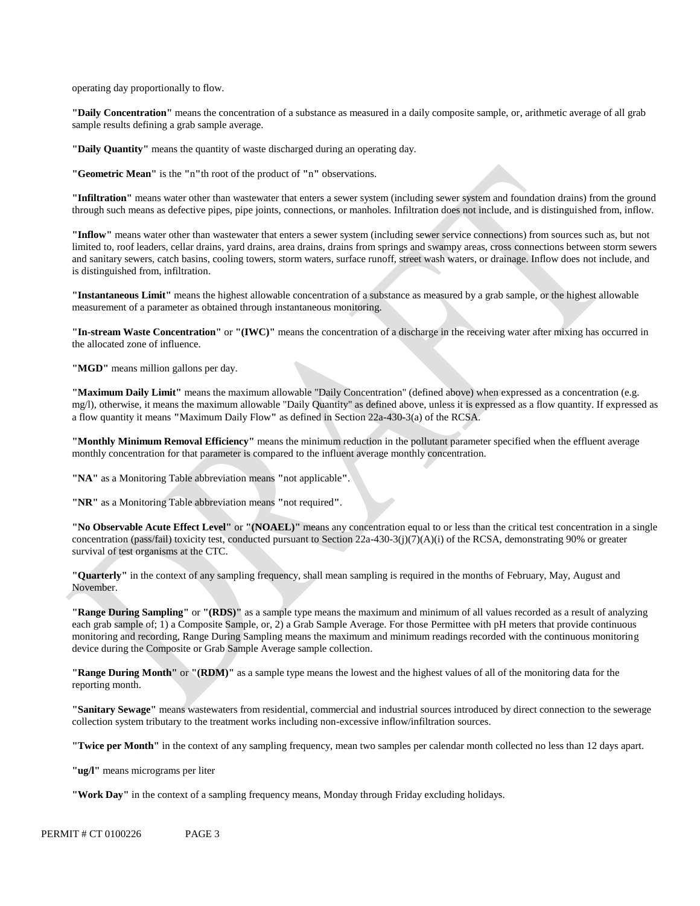operating day proportionally to flow.

**"Daily Concentration"** means the concentration of a substance as measured in a daily composite sample, or, arithmetic average of all grab sample results defining a grab sample average.

**"Daily Quantity"** means the quantity of waste discharged during an operating day.

**"Geometric Mean"** is the "n"th root of the product of "n" observations.

**"Infiltration"** means water other than wastewater that enters a sewer system (including sewer system and foundation drains) from the ground through such means as defective pipes, pipe joints, connections, or manholes. Infiltration does not include, and is distinguished from, inflow.

**"Inflow"** means water other than wastewater that enters a sewer system (including sewer service connections) from sources such as, but not limited to, roof leaders, cellar drains, yard drains, area drains, drains from springs and swampy areas, cross connections between storm sewers and sanitary sewers, catch basins, cooling towers, storm waters, surface runoff, street wash waters, or drainage. Inflow does not include, and is distinguished from, infiltration.

**"Instantaneous Limit"** means the highest allowable concentration of a substance as measured by a grab sample, or the highest allowable measurement of a parameter as obtained through instantaneous monitoring.

**"In-stream Waste Concentration"** or **"(IWC)"** means the concentration of a discharge in the receiving water after mixing has occurred in the allocated zone of influence.

**"MGD"** means million gallons per day.

**"Maximum Daily Limit"** means the maximum allowable "Daily Concentration" (defined above) when expressed as a concentration (e.g. mg/l), otherwise, it means the maximum allowable "Daily Quantity" as defined above, unless it is expressed as a flow quantity. If expressed as a flow quantity it means "Maximum Daily Flow" as defined in Section 22a-430-3(a) of the RCSA.

**"Monthly Minimum Removal Efficiency"** means the minimum reduction in the pollutant parameter specified when the effluent average monthly concentration for that parameter is compared to the influent average monthly concentration.

**"NA"** as a Monitoring Table abbreviation means "not applicable".

**"NR"** as a Monitoring Table abbreviation means "not required".

**"No Observable Acute Effect Level"** or **"(NOAEL)"** means any concentration equal to or less than the critical test concentration in a single concentration (pass/fail) toxicity test, conducted pursuant to Section 22a-430-3(j)(7)(A)(i) of the RCSA, demonstrating 90% or greater survival of test organisms at the CTC.

**"Quarterly"** in the context of any sampling frequency, shall mean sampling is required in the months of February, May, August and November.

**"Range During Sampling"** or **"(RDS)"** as a sample type means the maximum and minimum of all values recorded as a result of analyzing each grab sample of; 1) a Composite Sample, or, 2) a Grab Sample Average. For those Permittee with pH meters that provide continuous monitoring and recording, Range During Sampling means the maximum and minimum readings recorded with the continuous monitoring device during the Composite or Grab Sample Average sample collection.

**"Range During Month"** or **"(RDM)"** as a sample type means the lowest and the highest values of all of the monitoring data for the reporting month.

**"Sanitary Sewage"** means wastewaters from residential, commercial and industrial sources introduced by direct connection to the sewerage collection system tributary to the treatment works including non-excessive inflow/infiltration sources.

**"Twice per Month"** in the context of any sampling frequency, mean two samples per calendar month collected no less than 12 days apart.

**"ug/l"** means micrograms per liter

**"Work Day"** in the context of a sampling frequency means, Monday through Friday excluding holidays.

PERMIT # CT 0100226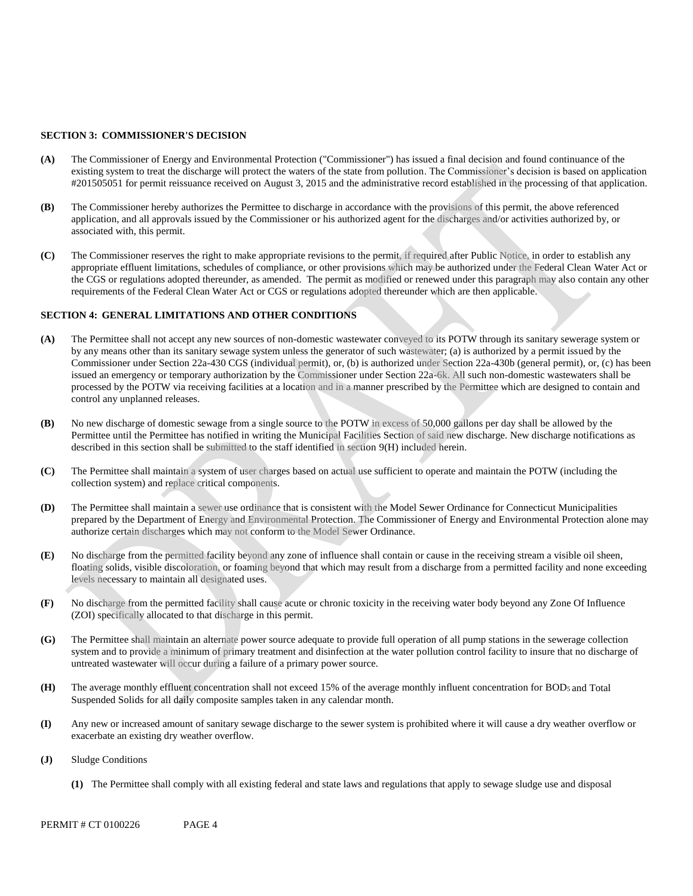### SECTION 3: COMMISSIONER'S DECISION

**(A)** The Commissioner of Energy and Environmental Protection ("Commissioner") has issued a final decision and found continuance of the existing system to treat the discharge will protect the waters of the state from pollution. The Commissioner's decision is based on application #201505051 for permit reissuance received on August 3, 2015 and the administrative record established in the processing of that application.

**(B)** The Commissioner hereby authorizes the Permittee to discharge in accordance with the provisions of this permit, the above referenced application, and all approvals issued by the Commissioner or his authorized agent for the discharges and/or activities authorized by, or associated with, this permit.

**(C)** The Commissioner reserves the right to make appropriate revisions to the permit, if required after Public Notice, in order to establish any appropriate effluent limitations, schedules of compliance, or other provisions which may be authorized under the Federal Clean Water Act or the CGS or regulations adopted thereunder, as amended. The permit as modified or renewed under this paragraph may also contain any other requirements of the Federal Clean Water Act or CGS or regulations adopted thereunder which are then applicable.

### SECTION 4: GENERAL LIMITATIONS AND OTHER CONDITIONS

**(A)** The Permittee shall not accept any new sources of non-domestic wastewater conveyed to its POTW through its sanitary sewerage system or by any means other than its sanitary sewage system unless the generator of such wastewater; (a) is authorized by a permit issued by the Commissioner under Section 22a-430 CGS (individual permit), or, (b) is authorized under Section 22a-430b (general permit), or, (c) has been issued an emergency or temporary authorization by the Commissioner under Section 22a-6k. All such non-domestic wastewaters shall be processed by the POTW via receiving facilities at a location and in a manner prescribed by the Permittee which are designed to contain and control any unplanned releases.

**(B)** No new discharge of domestic sewage from a single source to the POTW in excess of 50,000 gallons per day shall be allowed by the Permittee until the Permittee has notified in writing the Municipal Facilities Section of said new discharge. New discharge notifications as described in this section shall be submitted to the staff identified in section 9(H) included herein.

**(C)** The Permittee shall maintain a system of user charges based on actual use sufficient to operate and maintain the POTW (including the collection system) and replace critical components.

**(D)** The Permittee shall maintain a sewer use ordinance that is consistent with the Model Sewer Ordinance for Connecticut Municipalities prepared by the Department of Energy and Environmental Protection. The Commissioner of Energy and Environmental Protection alone may authorize certain discharges which may not conform to the Model Sewer Ordinance.

**(E)** No discharge from the permitted facility beyond any zone of influence shall contain or cause in the receiving stream a visible oil sheen, floating solids, visible discoloration, or foaming beyond that which may result from a discharge from a permitted facility and none exceeding levels necessary to maintain all designated uses.

**(F)** No discharge from the permitted facility shall cause acute or chronic toxicity in the receiving water body beyond any Zone Of Influence (ZOI) specifically allocated to that discharge in this permit.

**(G)** The Permittee shall maintain an alternate power source adequate to provide full operation of all pump stations in the sewerage collection system and to provide a minimum of primary treatment and disinfection at the water pollution control facility to insure that no discharge of untreated wastewater will occur during a failure of a primary power source.

**(H)** The average monthly effluent concentration shall not exceed 15% of the average monthly influent concentration for $BOD_5$ and Total Suspended Solids for all daily composite samples taken in any calendar month.

**(I)** Any new or increased amount of sanitary sewage discharge to the sewer system is prohibited where it will cause a dry weather overflow or exacerbate an existing dry weather overflow.

**(J)** Sludge Conditions

**(1)** The Permittee shall comply with all existing federal and state laws and regulations that apply to sewage sludge use and disposal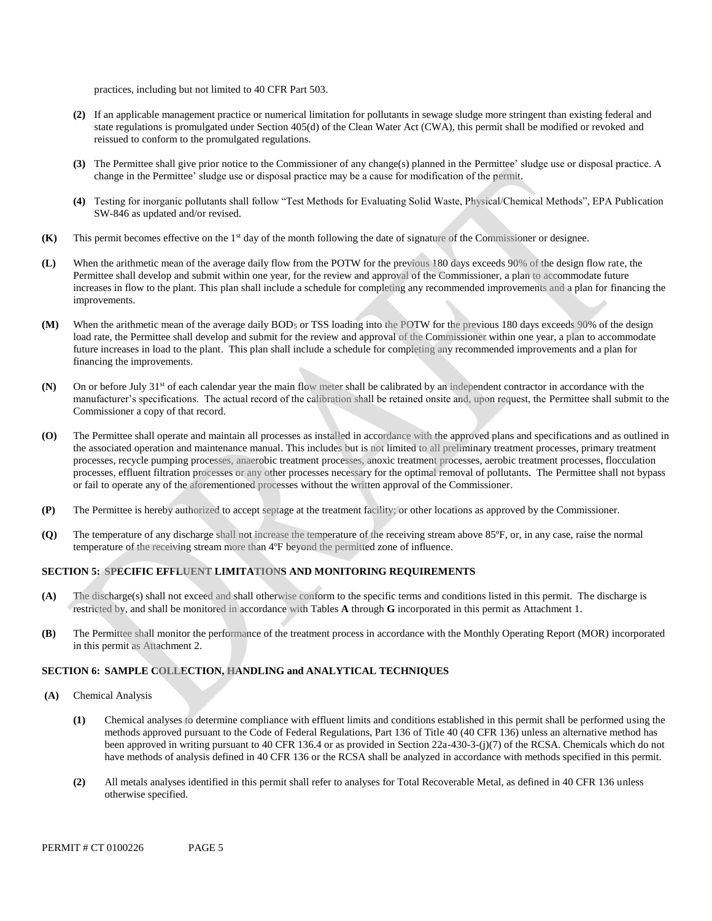practices, including but not limited to 40 CFR Part 503.

**(2)** If an applicable management practice or numerical limitation for pollutants in sewage sludge more stringent than existing federal and state regulations is promulgated under Section 405(d) of the Clean Water Act (CWA), this permit shall be modified or revoked and reissued to conform to the promulgated regulations.

**(3)** The Permittee shall give prior notice to the Commissioner of any change(s) planned in the Permittee' sludge use or disposal practice. A change in the Permittee' sludge use or disposal practice may be a cause for modification of the permit.

**(4)** Testing for inorganic pollutants shall follow "Test Methods for Evaluating Solid Waste, Physical/Chemical Methods", EPA Publication SW-846 as updated and/or revised.

**(K)** This permit becomes effective on the 1st day of the month following the date of signature of the Commissioner or designee.

**(L)** When the arithmetic mean of the average daily flow from the POTW for the previous 180 days exceeds 90% of the design flow rate, the Permittee shall develop and submit within one year, for the review and approval of the Commissioner, a plan to accommodate future increases in flow to the plant. This plan shall include a schedule for completing any recommended improvements and a plan for financing the improvements.

**(M)** When the arithmetic mean of the average daily $BOD_5$ or TSS loading into the POTW for the previous 180 days exceeds 90% of the design load rate, the Permittee shall develop and submit for the review and approval of the Commissioner within one year, a plan to accommodate future increases in load to the plant. This plan shall include a schedule for completing any recommended improvements and a plan for financing the improvements.

**(N)** On or before July 31st of each calendar year the main flow meter shall be calibrated by an independent contractor in accordance with the manufacturer's specifications. The actual record of the calibration shall be retained onsite and, upon request, the Permittee shall submit to the Commissioner a copy of that record.

**(O)** The Permittee shall operate and maintain all processes as installed in accordance with the approved plans and specifications and as outlined in the associated operation and maintenance manual. This includes but is not limited to all preliminary treatment processes, primary treatment processes, recycle pumping processes, anaerobic treatment processes, anoxic treatment processes, aerobic treatment processes, flocculation processes, effluent filtration processes or any other processes necessary for the optimal removal of pollutants. The Permittee shall not bypass or fail to operate any of the aforementioned processes without the written approval of the Commissioner.

**(P)** The Permittee is hereby authorized to accept septage at the treatment facility; or other locations as approved by the Commissioner.

**(Q)** The temperature of any discharge shall not increase the temperature of the receiving stream above 85ºF, or, in any case, raise the normal temperature of the receiving stream more than 4ºF beyond the permitted zone of influence.

## SECTION 5: SPECIFIC EFFLUENT LIMITATIONS AND MONITORING REQUIREMENTS

**(A)** The discharge(s) shall not exceed and shall otherwise conform to the specific terms and conditions listed in this permit. The discharge is restricted by, and shall be monitored in accordance with Tables **A** through **G** incorporated in this permit as Attachment 1.

**(B)** The Permittee shall monitor the performance of the treatment process in accordance with the Monthly Operating Report (MOR) incorporated in this permit as Attachment 2.

## SECTION 6: SAMPLE COLLECTION, HANDLING and ANALYTICAL TECHNIQUES

**(A)** Chemical Analysis

**(1)** Chemical analyses to determine compliance with effluent limits and conditions established in this permit shall be performed using the methods approved pursuant to the Code of Federal Regulations, Part 136 of Title 40 (40 CFR 136) unless an alternative method has been approved in writing pursuant to 40 CFR 136.4 or as provided in Section 22a-430-3-(j)(7) of the RCSA. Chemicals which do not have methods of analysis defined in 40 CFR 136 or the RCSA shall be analyzed in accordance with methods specified in this permit.

**(2)** All metals analyses identified in this permit shall refer to analyses for Total Recoverable Metal, as defined in 40 CFR 136 unless otherwise specified.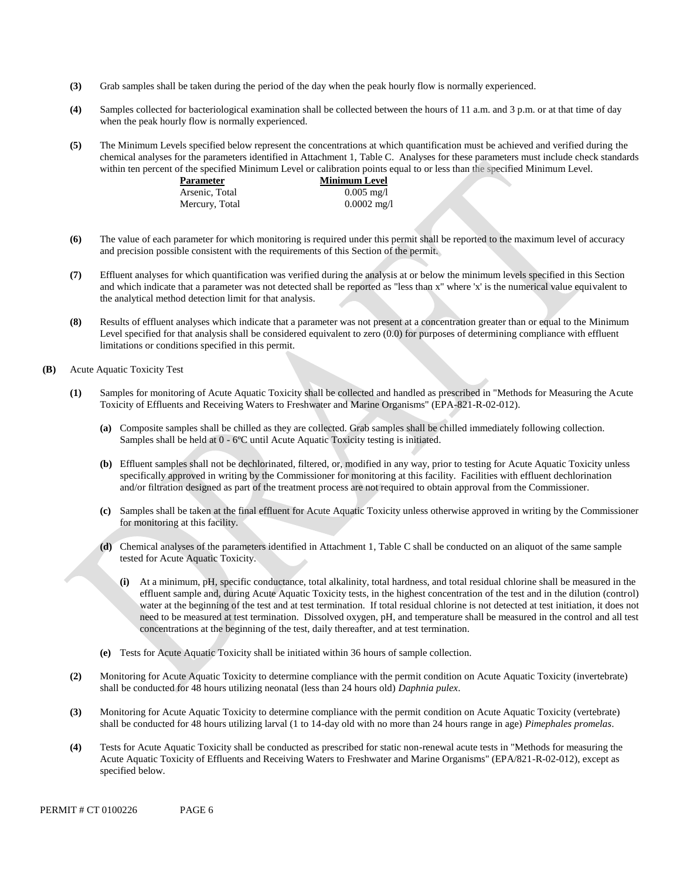**(3)** Grab samples shall be taken during the period of the day when the peak hourly flow is normally experienced.

**(4)** Samples collected for bacteriological examination shall be collected between the hours of 11 a.m. and 3 p.m. or at that time of day when the peak hourly flow is normally experienced.

**(5)** The Minimum Levels specified below represent the concentrations at which quantification must be achieved and verified during the chemical analyses for the parameters identified in Attachment 1, Table C. Analyses for these parameters must include check standards within ten percent of the specified Minimum Level or calibration points equal to or less than the specified Minimum Level.

| Parameter | Minimum Level |
|---|---|
| Arsenic, Total | 0.005 mg/l |
| Mercury, Total | 0.0002 mg/l |

**(6)** The value of each parameter for which monitoring is required under this permit shall be reported to the maximum level of accuracy and precision possible consistent with the requirements of this Section of the permit.

**(7)** Effluent analyses for which quantification was verified during the analysis at or below the minimum levels specified in this Section and which indicate that a parameter was not detected shall be reported as "less than x" where 'x' is the numerical value equivalent to the analytical method detection limit for that analysis.

**(8)** Results of effluent analyses which indicate that a parameter was not present at a concentration greater than or equal to the Minimum Level specified for that analysis shall be considered equivalent to zero (0.0) for purposes of determining compliance with effluent limitations or conditions specified in this permit.

**(B)** Acute Aquatic Toxicity Test

**(1)** Samples for monitoring of Acute Aquatic Toxicity shall be collected and handled as prescribed in "Methods for Measuring the Acute Toxicity of Effluents and Receiving Waters to Freshwater and Marine Organisms" (EPA-821-R-02-012).

**(a)** Composite samples shall be chilled as they are collected. Grab samples shall be chilled immediately following collection. Samples shall be held at 0 - 6ºC until Acute Aquatic Toxicity testing is initiated.

**(b)** Effluent samples shall not be dechlorinated, filtered, or, modified in any way, prior to testing for Acute Aquatic Toxicity unless specifically approved in writing by the Commissioner for monitoring at this facility. Facilities with effluent dechlorination and/or filtration designed as part of the treatment process are not required to obtain approval from the Commissioner.

**(c)** Samples shall be taken at the final effluent for Acute Aquatic Toxicity unless otherwise approved in writing by the Commissioner for monitoring at this facility.

**(d)** Chemical analyses of the parameters identified in Attachment 1, Table C shall be conducted on an aliquot of the same sample tested for Acute Aquatic Toxicity.

**(i)** At a minimum, pH, specific conductance, total alkalinity, total hardness, and total residual chlorine shall be measured in the effluent sample and, during Acute Aquatic Toxicity tests, in the highest concentration of the test and in the dilution (control) water at the beginning of the test and at test termination. If total residual chlorine is not detected at test initiation, it does not need to be measured at test termination. Dissolved oxygen, pH, and temperature shall be measured in the control and all test concentrations at the beginning of the test, daily thereafter, and at test termination.

**(e)** Tests for Acute Aquatic Toxicity shall be initiated within 36 hours of sample collection.

**(2)** Monitoring for Acute Aquatic Toxicity to determine compliance with the permit condition on Acute Aquatic Toxicity (invertebrate) shall be conducted for 48 hours utilizing neonatal (less than 24 hours old) *Daphnia pulex*.

**(3)** Monitoring for Acute Aquatic Toxicity to determine compliance with the permit condition on Acute Aquatic Toxicity (vertebrate) shall be conducted for 48 hours utilizing larval (1 to 14-day old with no more than 24 hours range in age) *Pimephales promelas*.

**(4)** Tests for Acute Aquatic Toxicity shall be conducted as prescribed for static non-renewal acute tests in "Methods for measuring the Acute Aquatic Toxicity of Effluents and Receiving Waters to Freshwater and Marine Organisms" (EPA/821-R-02-012), except as specified below.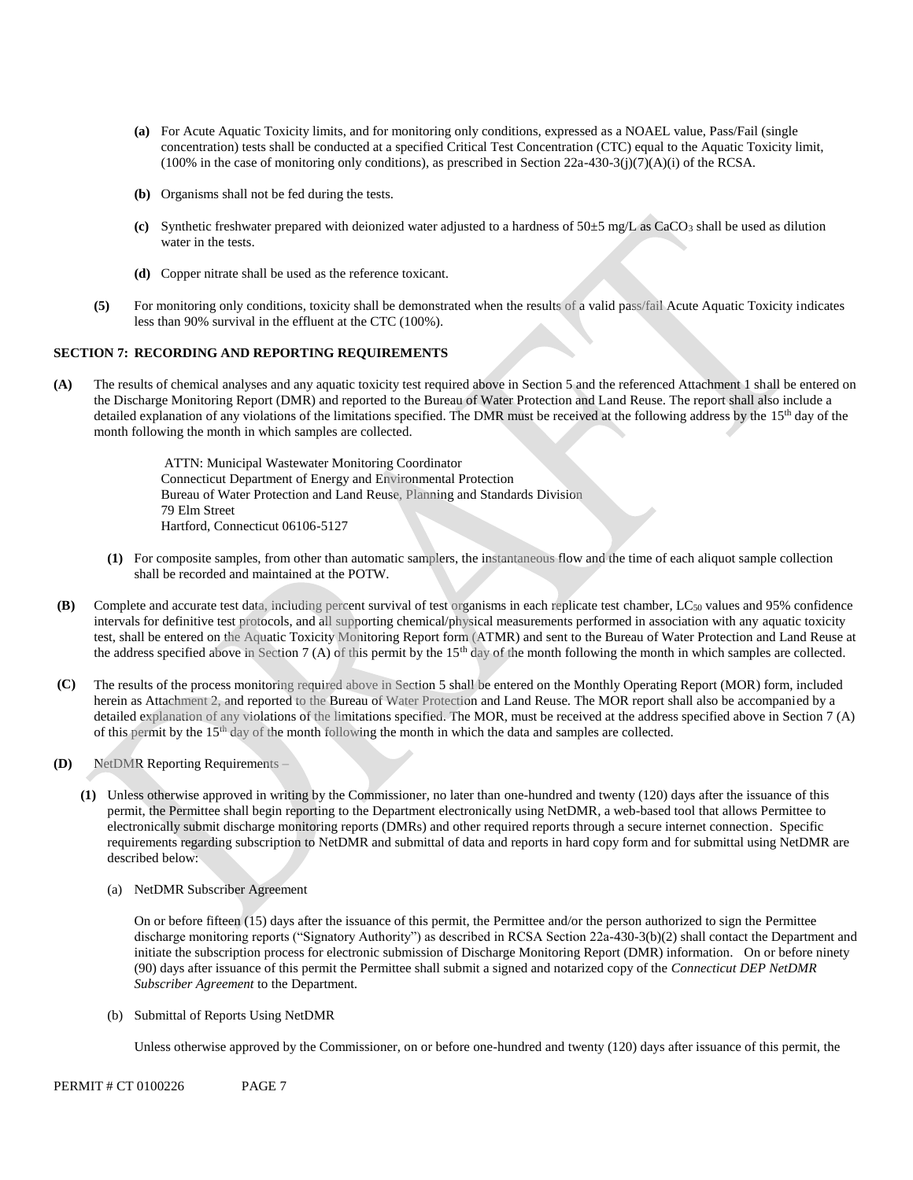(a) For Acute Aquatic Toxicity limits, and for monitoring only conditions, expressed as a NOAEL value, Pass/Fail (single concentration) tests shall be conducted at a specified Critical Test Concentration (CTC) equal to the Aquatic Toxicity limit, (100% in the case of monitoring only conditions), as prescribed in Section 22a-430-3(j)(7)(A)(i) of the RCSA.

**(b)** Organisms shall not be fed during the tests.

**(c)** Synthetic freshwater prepared with deionized water adjusted to a hardness of 50±5 mg/L as $CaCO_3$ shall be used as dilution water in the tests.

**(d)** Copper nitrate shall be used as the reference toxicant.

**(5)** For monitoring only conditions, toxicity shall be demonstrated when the results of a valid pass/fail Acute Aquatic Toxicity indicates less than 90% survival in the effluent at the CTC (100%).

## SECTION 7: RECORDING AND REPORTING REQUIREMENTS

**(A)** The results of chemical analyses and any aquatic toxicity test required above in Section 5 and the referenced Attachment 1 shall be entered on the Discharge Monitoring Report (DMR) and reported to the Bureau of Water Protection and Land Reuse. The report shall also include a detailed explanation of any violations of the limitations specified. The DMR must be received at the following address by the 15th day of the month following the month in which samples are collected.

ATTN: Municipal Wastewater Monitoring Coordinator
Connecticut Department of Energy and Environmental Protection
Bureau of Water Protection and Land Reuse, Planning and Standards Division
79 Elm Street
Hartford, Connecticut 06106-5127

**(1)** For composite samples, from other than automatic samplers, the instantaneous flow and the time of each aliquot sample collection shall be recorded and maintained at the POTW.

**(B)** Complete and accurate test data, including percent survival of test organisms in each replicate test chamber, $LC_{50}$ values and 95% confidence intervals for definitive test protocols, and all supporting chemical/physical measurements performed in association with any aquatic toxicity test, shall be entered on the Aquatic Toxicity Monitoring Report form (ATMR) and sent to the Bureau of Water Protection and Land Reuse at the address specified above in Section 7 (A) of this permit by the 15th day of the month following the month in which samples are collected.

**(C)** The results of the process monitoring required above in Section 5 shall be entered on the Monthly Operating Report (MOR) form, included herein as Attachment 2, and reported to the Bureau of Water Protection and Land Reuse. The MOR report shall also be accompanied by a detailed explanation of any violations of the limitations specified. The MOR, must be received at the address specified above in Section 7 (A) of this permit by the 15th day of the month following the month in which the data and samples are collected.

**(D)** NetDMR Reporting Requirements –

**(1)** Unless otherwise approved in writing by the Commissioner, no later than one-hundred and twenty (120) days after the issuance of this permit, the Permittee shall begin reporting to the Department electronically using NetDMR, a web-based tool that allows Permittee to electronically submit discharge monitoring reports (DMRs) and other required reports through a secure internet connection. Specific requirements regarding subscription to NetDMR and submittal of data and reports in hard copy form and for submittal using NetDMR are described below:

(a) NetDMR Subscriber Agreement

On or before fifteen (15) days after the issuance of this permit, the Permittee and/or the person authorized to sign the Permittee discharge monitoring reports ("Signatory Authority") as described in RCSA Section 22a-430-3(b)(2) shall contact the Department and initiate the subscription process for electronic submission of Discharge Monitoring Report (DMR) information. On or before ninety (90) days after issuance of this permit the Permittee shall submit a signed and notarized copy of the *Connecticut DEP NetDMR Subscriber Agreement* to the Department.

(b) Submittal of Reports Using NetDMR

Unless otherwise approved by the Commissioner, on or before one-hundred and twenty (120) days after issuance of this permit, the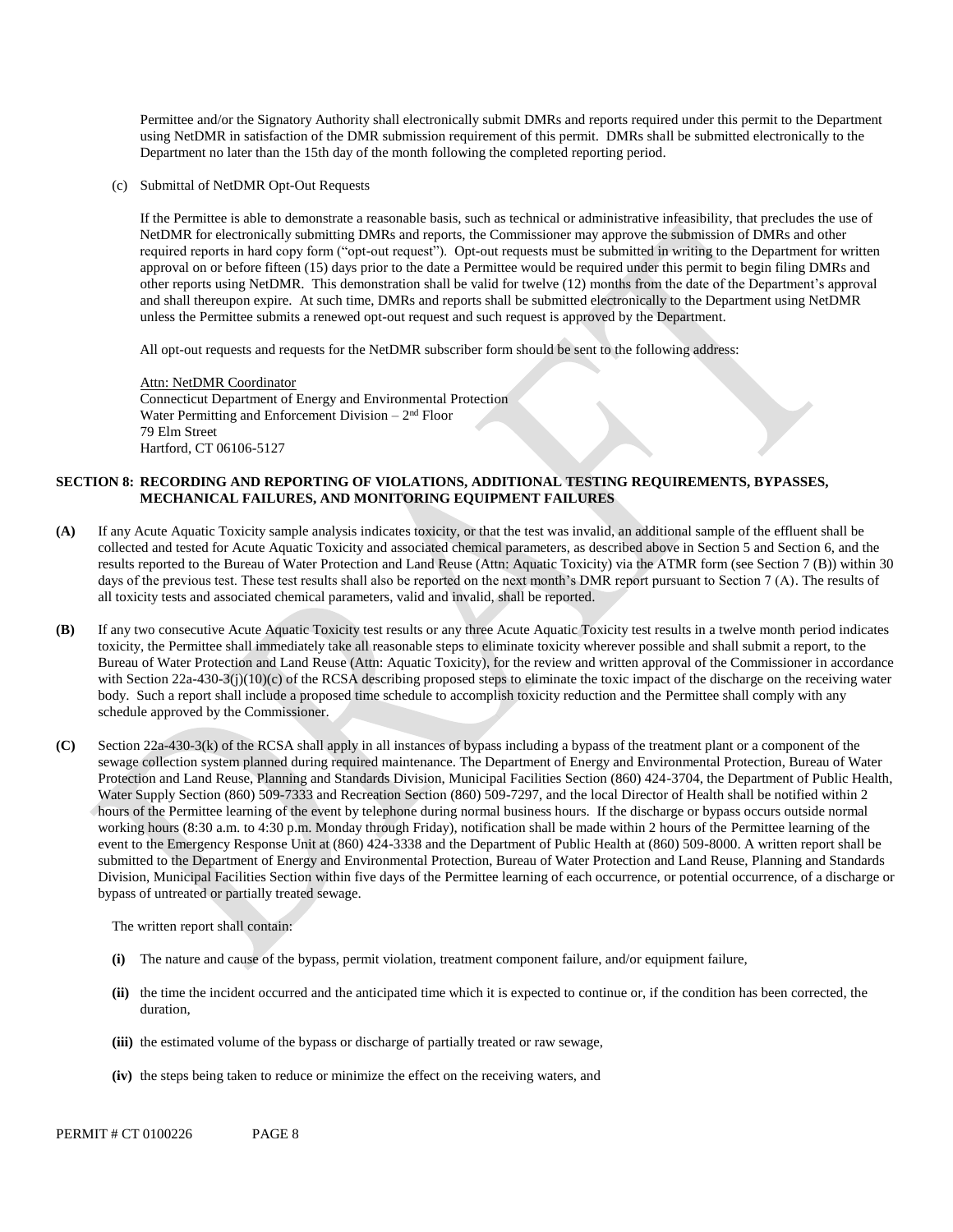Permittee and/or the Signatory Authority shall electronically submit DMRs and reports required under this permit to the Department using NetDMR in satisfaction of the DMR submission requirement of this permit. DMRs shall be submitted electronically to the Department no later than the 15th day of the month following the completed reporting period.

(c) Submittal of NetDMR Opt-Out Requests

If the Permittee is able to demonstrate a reasonable basis, such as technical or administrative infeasibility, that precludes the use of NetDMR for electronically submitting DMRs and reports, the Commissioner may approve the submission of DMRs and other required reports in hard copy form ("opt-out request"). Opt-out requests must be submitted in writing to the Department for written approval on or before fifteen (15) days prior to the date a Permittee would be required under this permit to begin filing DMRs and other reports using NetDMR. This demonstration shall be valid for twelve (12) months from the date of the Department's approval and shall thereupon expire. At such time, DMRs and reports shall be submitted electronically to the Department using NetDMR unless the Permittee submits a renewed opt-out request and such request is approved by the Department.

All opt-out requests and requests for the NetDMR subscriber form should be sent to the following address:

Attn: NetDMR Coordinator
Connecticut Department of Energy and Environmental Protection
Water Permitting and Enforcement Division – 2nd Floor
79 Elm Street
Hartford, CT 06106-5127

**SECTION 8: RECORDING AND REPORTING OF VIOLATIONS, ADDITIONAL TESTING REQUIREMENTS, BYPASSES, MECHANICAL FAILURES, AND MONITORING EQUIPMENT FAILURES**

**(A)** If any Acute Aquatic Toxicity sample analysis indicates toxicity, or that the test was invalid, an additional sample of the effluent shall be collected and tested for Acute Aquatic Toxicity and associated chemical parameters, as described above in Section 5 and Section 6, and the results reported to the Bureau of Water Protection and Land Reuse (Attn: Aquatic Toxicity) via the ATMR form (see Section 7 (B)) within 30 days of the previous test. These test results shall also be reported on the next month's DMR report pursuant to Section 7 (A). The results of all toxicity tests and associated chemical parameters, valid and invalid, shall be reported.

**(B)** If any two consecutive Acute Aquatic Toxicity test results or any three Acute Aquatic Toxicity test results in a twelve month period indicates toxicity, the Permittee shall immediately take all reasonable steps to eliminate toxicity wherever possible and shall submit a report, to the Bureau of Water Protection and Land Reuse (Attn: Aquatic Toxicity), for the review and written approval of the Commissioner in accordance with Section 22a-430-3(j)(10)(c) of the RCSA describing proposed steps to eliminate the toxic impact of the discharge on the receiving water body. Such a report shall include a proposed time schedule to accomplish toxicity reduction and the Permittee shall comply with any schedule approved by the Commissioner.

**(C)** Section 22a-430-3(k) of the RCSA shall apply in all instances of bypass including a bypass of the treatment plant or a component of the sewage collection system planned during required maintenance. The Department of Energy and Environmental Protection, Bureau of Water Protection and Land Reuse, Planning and Standards Division, Municipal Facilities Section (860) 424-3704, the Department of Public Health, Water Supply Section (860) 509-7333 and Recreation Section (860) 509-7297, and the local Director of Health shall be notified within 2 hours of the Permittee learning of the event by telephone during normal business hours. If the discharge or bypass occurs outside normal working hours (8:30 a.m. to 4:30 p.m. Monday through Friday), notification shall be made within 2 hours of the Permittee learning of the event to the Emergency Response Unit at (860) 424-3338 and the Department of Public Health at (860) 509-8000. A written report shall be submitted to the Department of Energy and Environmental Protection, Bureau of Water Protection and Land Reuse, Planning and Standards Division, Municipal Facilities Section within five days of the Permittee learning of each occurrence, or potential occurrence, of a discharge or bypass of untreated or partially treated sewage.

The written report shall contain:

**(i)** The nature and cause of the bypass, permit violation, treatment component failure, and/or equipment failure,

**(ii)** the time the incident occurred and the anticipated time which it is expected to continue or, if the condition has been corrected, the duration,

**(iii)** the estimated volume of the bypass or discharge of partially treated or raw sewage,

**(iv)** the steps being taken to reduce or minimize the effect on the receiving waters, and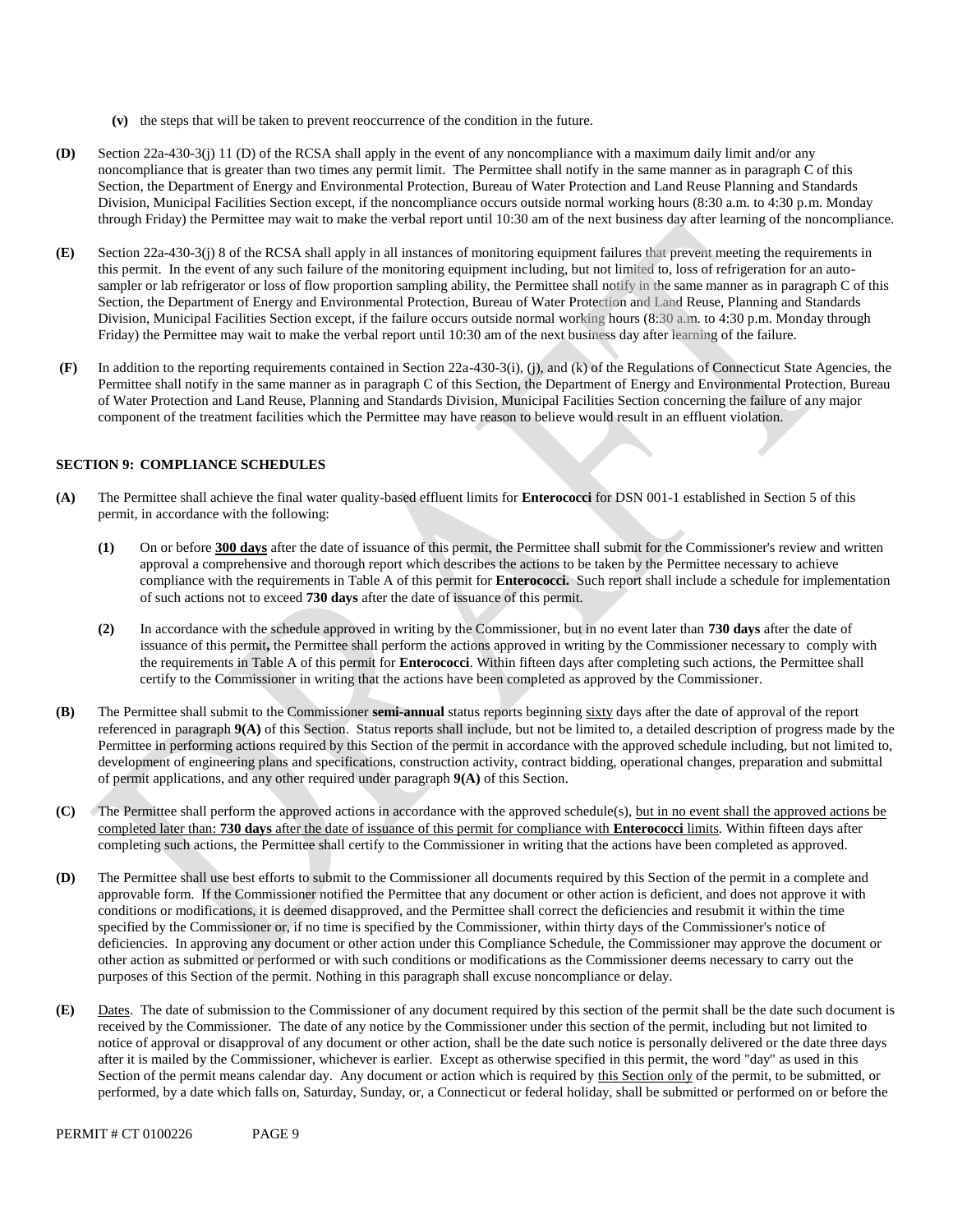**(v)** the steps that will be taken to prevent reoccurrence of the condition in the future.

**(D)** Section 22a-430-3(j) 11 (D) of the RCSA shall apply in the event of any noncompliance with a maximum daily limit and/or any noncompliance that is greater than two times any permit limit. The Permittee shall notify in the same manner as in paragraph C of this Section, the Department of Energy and Environmental Protection, Bureau of Water Protection and Land Reuse Planning and Standards Division, Municipal Facilities Section except, if the noncompliance occurs outside normal working hours (8:30 a.m. to 4:30 p.m. Monday through Friday) the Permittee may wait to make the verbal report until 10:30 am of the next business day after learning of the noncompliance.

**(E)** Section 22a-430-3(j) 8 of the RCSA shall apply in all instances of monitoring equipment failures that prevent meeting the requirements in this permit. In the event of any such failure of the monitoring equipment including, but not limited to, loss of refrigeration for an auto-sampler or lab refrigerator or loss of flow proportion sampling ability, the Permittee shall notify in the same manner as in paragraph C of this Section, the Department of Energy and Environmental Protection, Bureau of Water Protection and Land Reuse, Planning and Standards Division, Municipal Facilities Section except, if the failure occurs outside normal working hours (8:30 a.m. to 4:30 p.m. Monday through Friday) the Permittee may wait to make the verbal report until 10:30 am of the next business day after learning of the failure.

**(F)** In addition to the reporting requirements contained in Section 22a-430-3(i), (j), and (k) of the Regulations of Connecticut State Agencies, the Permittee shall notify in the same manner as in paragraph C of this Section, the Department of Energy and Environmental Protection, Bureau of Water Protection and Land Reuse, Planning and Standards Division, Municipal Facilities Section concerning the failure of any major component of the treatment facilities which the Permittee may have reason to believe would result in an effluent violation.

## SECTION 9: COMPLIANCE SCHEDULES

**(A)** The Permittee shall achieve the final water quality-based effluent limits for **Enterococci** for DSN 001-1 established in Section 5 of this permit, in accordance with the following:

**(1)** On or before **300 days** after the date of issuance of this permit, the Permittee shall submit for the Commissioner's review and written approval a comprehensive and thorough report which describes the actions to be taken by the Permittee necessary to achieve compliance with the requirements in Table A of this permit for **Enterococci.** Such report shall include a schedule for implementation of such actions not to exceed **730 days** after the date of issuance of this permit.

**(2)** In accordance with the schedule approved in writing by the Commissioner, but in no event later than **730 days** after the date of issuance of this permit**,** the Permittee shall perform the actions approved in writing by the Commissioner necessary to comply with the requirements in Table A of this permit for **Enterococci**. Within fifteen days after completing such actions, the Permittee shall certify to the Commissioner in writing that the actions have been completed as approved by the Commissioner.

**(B)** The Permittee shall submit to the Commissioner **semi-annual** status reports beginning sixty days after the date of approval of the report referenced in paragraph **9(A)** of this Section. Status reports shall include, but not be limited to, a detailed description of progress made by the Permittee in performing actions required by this Section of the permit in accordance with the approved schedule including, but not limited to, development of engineering plans and specifications, construction activity, contract bidding, operational changes, preparation and submittal of permit applications, and any other required under paragraph **9(A)** of this Section.

**(C)** The Permittee shall perform the approved actions in accordance with the approved schedule(s), but in no event shall the approved actions be completed later than: **730 days** after the date of issuance of this permit for compliance with **Enterococci** limits. Within fifteen days after completing such actions, the Permittee shall certify to the Commissioner in writing that the actions have been completed as approved.

**(D)** The Permittee shall use best efforts to submit to the Commissioner all documents required by this Section of the permit in a complete and approvable form. If the Commissioner notified the Permittee that any document or other action is deficient, and does not approve it with conditions or modifications, it is deemed disapproved, and the Permittee shall correct the deficiencies and resubmit it within the time specified by the Commissioner or, if no time is specified by the Commissioner, within thirty days of the Commissioner's notice of deficiencies. In approving any document or other action under this Compliance Schedule, the Commissioner may approve the document or other action as submitted or performed or with such conditions or modifications as the Commissioner deems necessary to carry out the purposes of this Section of the permit. Nothing in this paragraph shall excuse noncompliance or delay.

**(E)** Dates. The date of submission to the Commissioner of any document required by this section of the permit shall be the date such document is received by the Commissioner. The date of any notice by the Commissioner under this section of the permit, including but not limited to notice of approval or disapproval of any document or other action, shall be the date such notice is personally delivered or the date three days after it is mailed by the Commissioner, whichever is earlier. Except as otherwise specified in this permit, the word "day" as used in this Section of the permit means calendar day. Any document or action which is required by this Section only of the permit, to be submitted, or performed, by a date which falls on, Saturday, Sunday, or, a Connecticut or federal holiday, shall be submitted or performed on or before the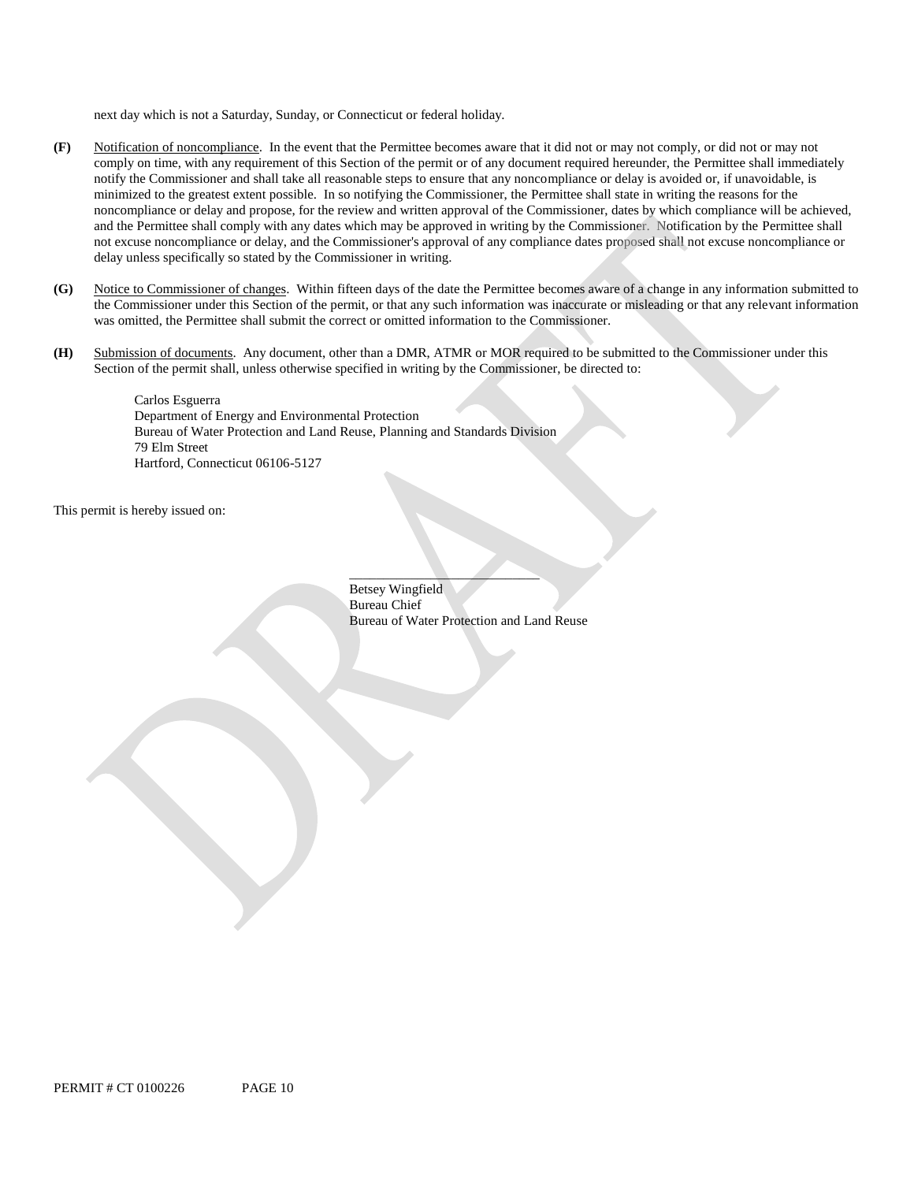next day which is not a Saturday, Sunday, or Connecticut or federal holiday.

**(F)** Notification of noncompliance. In the event that the Permittee becomes aware that it did not or may not comply, or did not or may not comply on time, with any requirement of this Section of the permit or of any document required hereunder, the Permittee shall immediately notify the Commissioner and shall take all reasonable steps to ensure that any noncompliance or delay is avoided or, if unavoidable, is minimized to the greatest extent possible. In so notifying the Commissioner, the Permittee shall state in writing the reasons for the noncompliance or delay and propose, for the review and written approval of the Commissioner, dates by which compliance will be achieved, and the Permittee shall comply with any dates which may be approved in writing by the Commissioner. Notification by the Permittee shall not excuse noncompliance or delay, and the Commissioner's approval of any compliance dates proposed shall not excuse noncompliance or delay unless specifically so stated by the Commissioner in writing.

**(G)** Notice to Commissioner of changes. Within fifteen days of the date the Permittee becomes aware of a change in any information submitted to the Commissioner under this Section of the permit, or that any such information was inaccurate or misleading or that any relevant information was omitted, the Permittee shall submit the correct or omitted information to the Commissioner.

**(H)** Submission of documents. Any document, other than a DMR, ATMR or MOR required to be submitted to the Commissioner under this Section of the permit shall, unless otherwise specified in writing by the Commissioner, be directed to:

Carlos Esguerra
Department of Energy and Environmental Protection
Bureau of Water Protection and Land Reuse, Planning and Standards Division
79 Elm Street
Hartford, Connecticut 06106-5127

This permit is hereby issued on:

\_\_\_\_\_\_\_\_\_\_\_\_\_\_\_\_\_\_\_\_\_\_\_\_\_\_\_\_
Betsey Wingfield
Bureau Chief
Bureau of Water Protection and Land Reuse

PERMIT # CT 0100226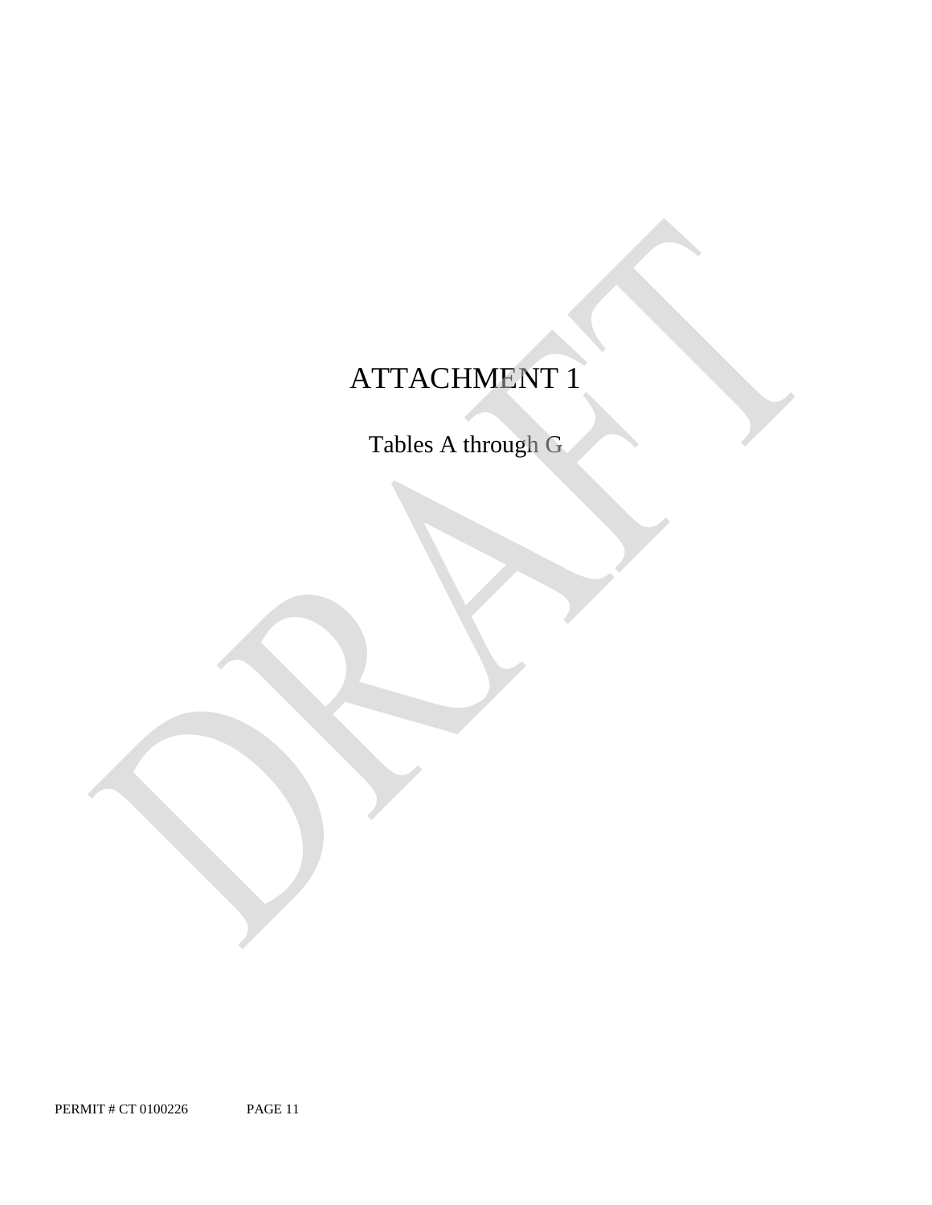# ATTACHMENT 1

Tables A through G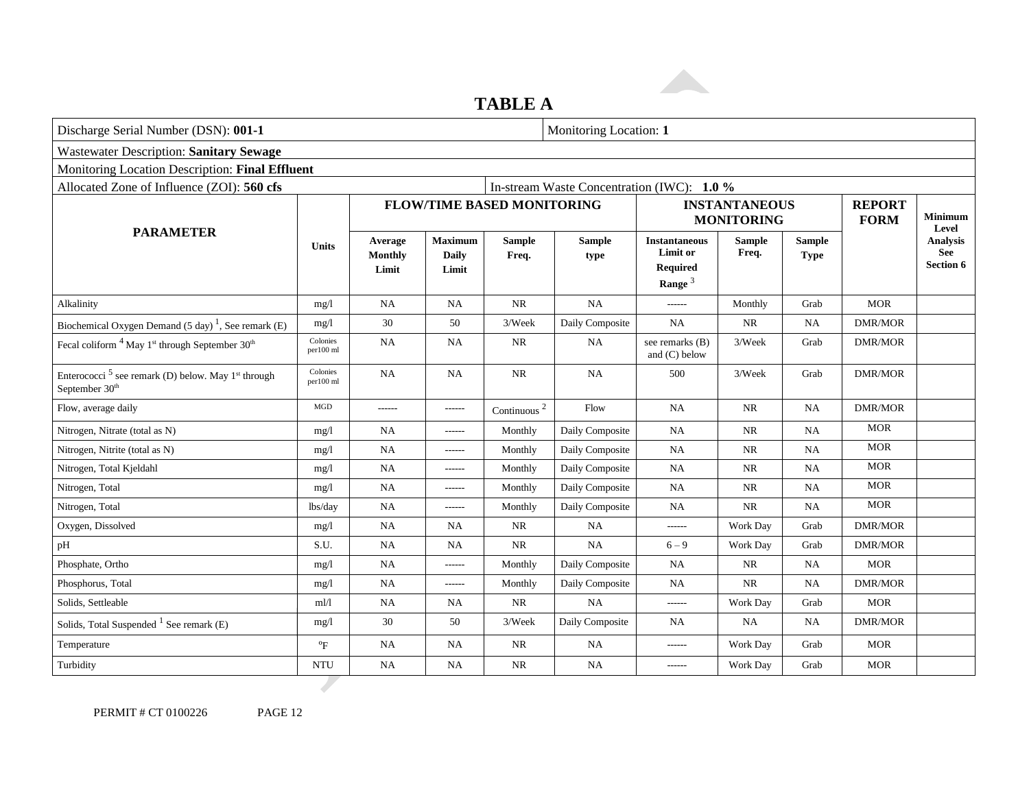# TABLE A

| Discharge Serial Number (DSN): **001-1** | | | | | | Monitoring Location: **1** | | | | |
|---|---|---|---|---|---|---|---|---|---|---|
| Wastewater Description: **Sanitary Sewage** | | | | | | | | | | |
| Monitoring Location Description: **Final Effluent** | | | | | | | | | | |
| Allocated Zone of Influence (ZOI): **560 cfs** | | | | | In-stream Waste Concentration (IWC): **1.0 %** | | | | | |
| **PARAMETER** | **Units** | **FLOW/TIME BASED MONITORING** | | | | **INSTANTANEOUS MONITORING** | | | **REPORT FORM** | **Minimum Level Analysis See Section 6** |
| | | **Average Monthly Limit** | **Maximum Daily Limit** | **Sample Freq.** | **Sample type** | **Instantaneous Limit or Required Range** [3] | **Sample Freq.** | **Sample Type** | | |
| Alkalinity | mg/l | NA | NA | NR | NA | ------ | Monthly | Grab | MOR | |
| Biochemical Oxygen Demand (5 day) [1], See remark (E) | mg/l | 30 | 50 | 3/Week | Daily Composite | NA | NR | NA | DMR/MOR | |
| Fecal coliform [4] May 1st through September 30th | Colonies per100 ml | NA | NA | NR | NA | see remarks (B) and (C) below | 3/Week | Grab | DMR/MOR | |
| Enterococci [5] see remark (D) below. May 1st through September 30th | Colonies per100 ml | NA | NA | NR | NA | 500 | 3/Week | Grab | DMR/MOR | |
| Flow, average daily | MGD | ------ | ------ | Continuous [2] | Flow | NA | NR | NA | DMR/MOR | |
| Nitrogen, Nitrate (total as N) | mg/l | NA | ------ | Monthly | Daily Composite | NA | NR | NA | MOR | |
| Nitrogen, Nitrite (total as N) | mg/l | NA | ------ | Monthly | Daily Composite | NA | NR | NA | MOR | |
| Nitrogen, Total Kjeldahl | mg/l | NA | ------ | Monthly | Daily Composite | NA | NR | NA | MOR | |
| Nitrogen, Total | mg/l | NA | ------ | Monthly | Daily Composite | NA | NR | NA | MOR | |
| Nitrogen, Total | lbs/day | NA | ------ | Monthly | Daily Composite | NA | NR | NA | MOR | |
| Oxygen, Dissolved | mg/l | NA | NA | NR | NA | ------ | Work Day | Grab | DMR/MOR | |
| pH | S.U. | NA | NA | NR | NA | 6 – 9 | Work Day | Grab | DMR/MOR | |
| Phosphate, Ortho | mg/l | NA | ------ | Monthly | Daily Composite | NA | NR | NA | MOR | |
| Phosphorus, Total | mg/l | NA | ------ | Monthly | Daily Composite | NA | NR | NA | DMR/MOR | |
| Solids, Settleable | ml/l | NA | NA | NR | NA | ------ | Work Day | Grab | MOR | |
| Solids, Total Suspended [1] See remark (E) | mg/l | 30 | 50 | 3/Week | Daily Composite | NA | NA | NA | DMR/MOR | |
| Temperature | ºF | NA | NA | NR | NA | ------ | Work Day | Grab | MOR | |
| Turbidity | NTU | NA | NA | NR | NA | ------ | Work Day | Grab | MOR | |

PERMIT # CT 0100226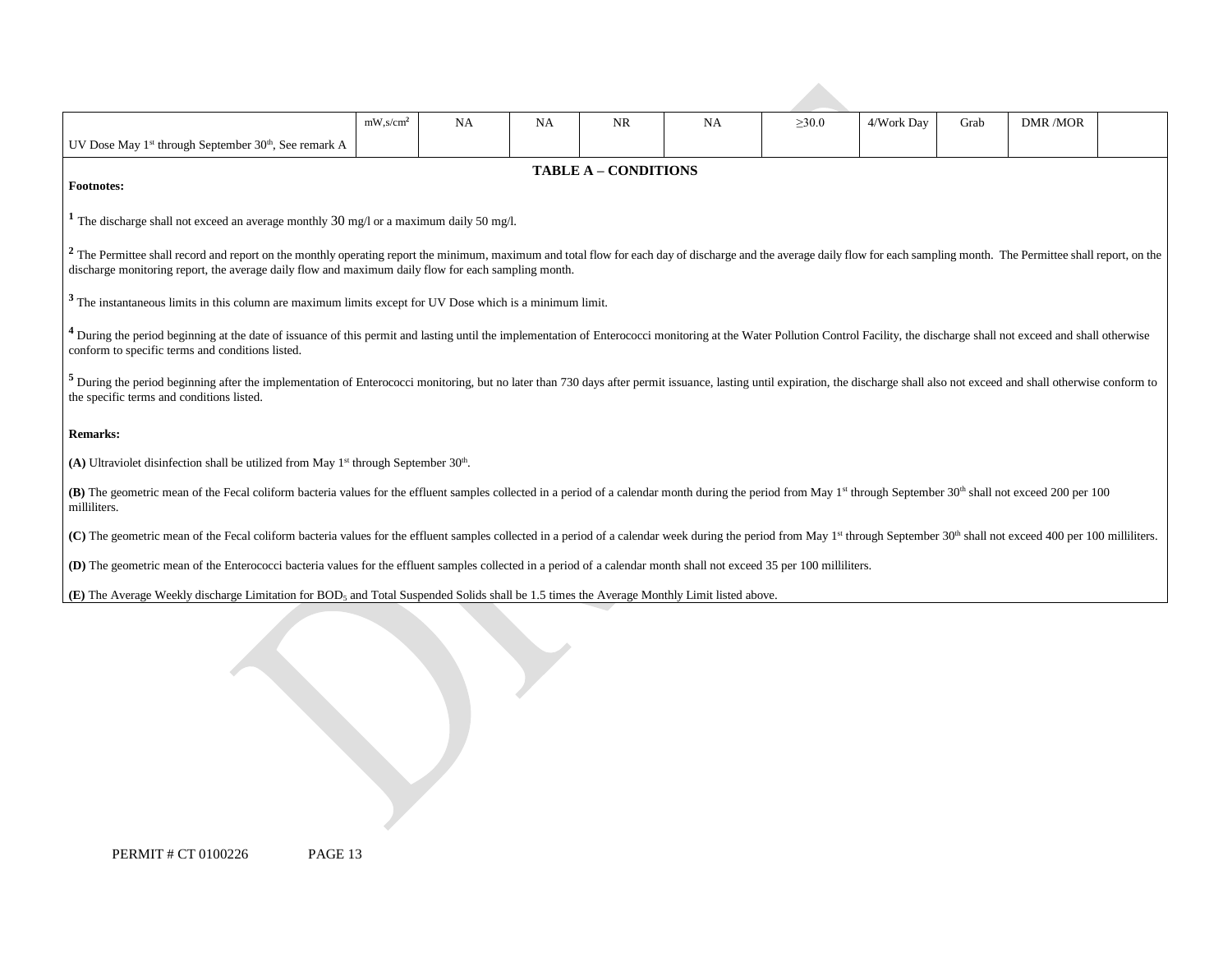| | | | | | | | | | | |
|---|---|---|---|---|---|---|---|---|---|---|
| UV Dose May 1st through September 30th, See remark A | mW,s/cm² | NA | NA | NR | NA | ≥30.0 | 4/Work Day | Grab | DMR /MOR | |

**TABLE A – CONDITIONS**

**Footnotes:**

[1] The discharge shall not exceed an average monthly 30 mg/l or a maximum daily 50 mg/l.

[2] The Permittee shall record and report on the monthly operating report the minimum, maximum and total flow for each day of discharge and the average daily flow for each sampling month. The Permittee shall report, on the discharge monitoring report, the average daily flow and maximum daily flow for each sampling month.

[3] The instantaneous limits in this column are maximum limits except for UV Dose which is a minimum limit.

[4] During the period beginning at the date of issuance of this permit and lasting until the implementation of Enterococci monitoring at the Water Pollution Control Facility, the discharge shall not exceed and shall otherwise conform to specific terms and conditions listed.

[5] During the period beginning after the implementation of Enterococci monitoring, but no later than 730 days after permit issuance, lasting until expiration, the discharge shall also not exceed and shall otherwise conform to the specific terms and conditions listed.

**Remarks:**

**(A)** Ultraviolet disinfection shall be utilized from May 1st through September 30th.

**(B)** The geometric mean of the Fecal coliform bacteria values for the effluent samples collected in a period of a calendar month during the period from May 1st through September 30th shall not exceed 200 per 100 milliliters.

**(C)** The geometric mean of the Fecal coliform bacteria values for the effluent samples collected in a period of a calendar week during the period from May 1st through September 30th shall not exceed 400 per 100 milliliters.

**(D)** The geometric mean of the Enterococci bacteria values for the effluent samples collected in a period of a calendar month shall not exceed 35 per 100 milliliters.

**(E)** The Average Weekly discharge Limitation for $BOD_5$ and Total Suspended Solids shall be 1.5 times the Average Monthly Limit listed above.

PERMIT # CT 0100226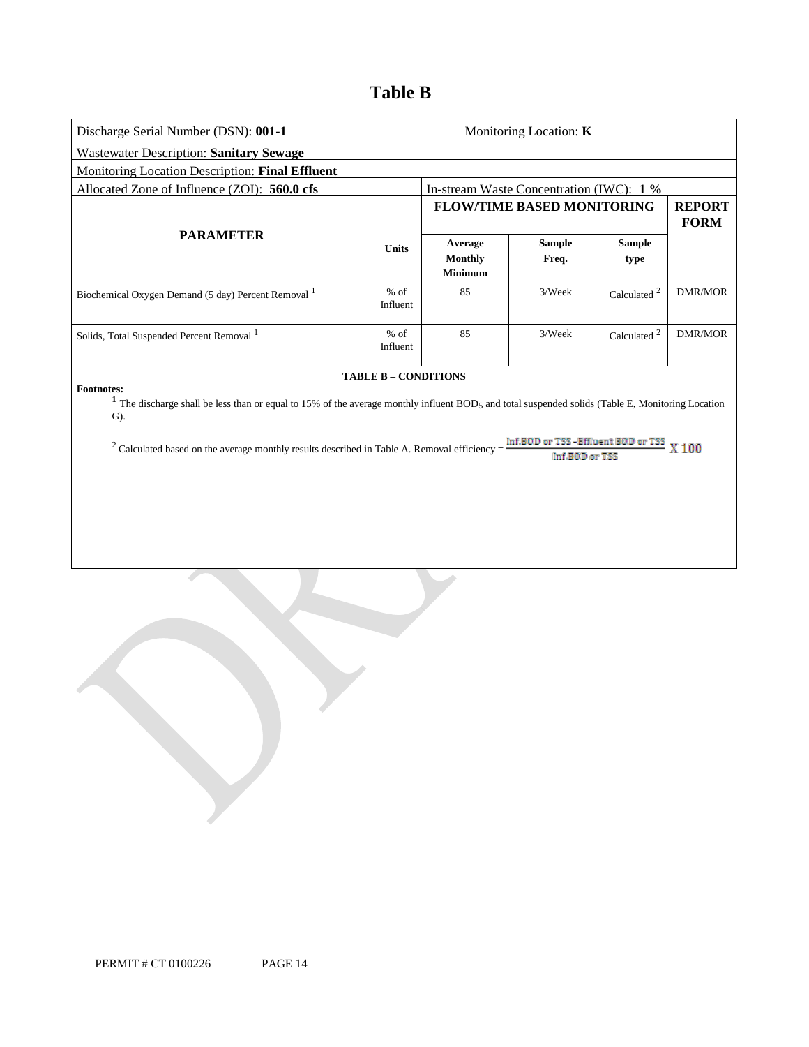# Table B

| Discharge Serial Number (DSN): **001-1** | | | Monitoring Location: **K** | | |
|---|---|---|---|---|---|
| Wastewater Description: **Sanitary Sewage** | | | | | |
| Monitoring Location Description: **Final Effluent** | | | | | |
| Allocated Zone of Influence (ZOI): **560.0 cfs** | | In-stream Waste Concentration (IWC): **1 %** | | | |
| **PARAMETER** | **Units** | **FLOW/TIME BASED MONITORING** | | | **REPORT FORM** |
| | | **Average Monthly Minimum** | **Sample Freq.** | **Sample type** | |
| Biochemical Oxygen Demand (5 day) Percent Removal [1] | % of Influent | 85 | 3/Week | Calculated [2] | DMR/MOR |
| Solids, Total Suspended Percent Removal [1] | % of Influent | 85 | 3/Week | Calculated [2] | DMR/MOR |

**TABLE B – CONDITIONS**

**Footnotes:**

[1] The discharge shall be less than or equal to 15% of the average monthly influent $BOD_5$ and total suspended solids (Table E, Monitoring Location G).

[2] Calculated based on the average monthly results described in Table A. Removal efficiency = $\frac{\text{Inf.BOD or TSS} - \text{Effluent BOD or TSS}}{\text{Inf.BOD or TSS}} \times 100$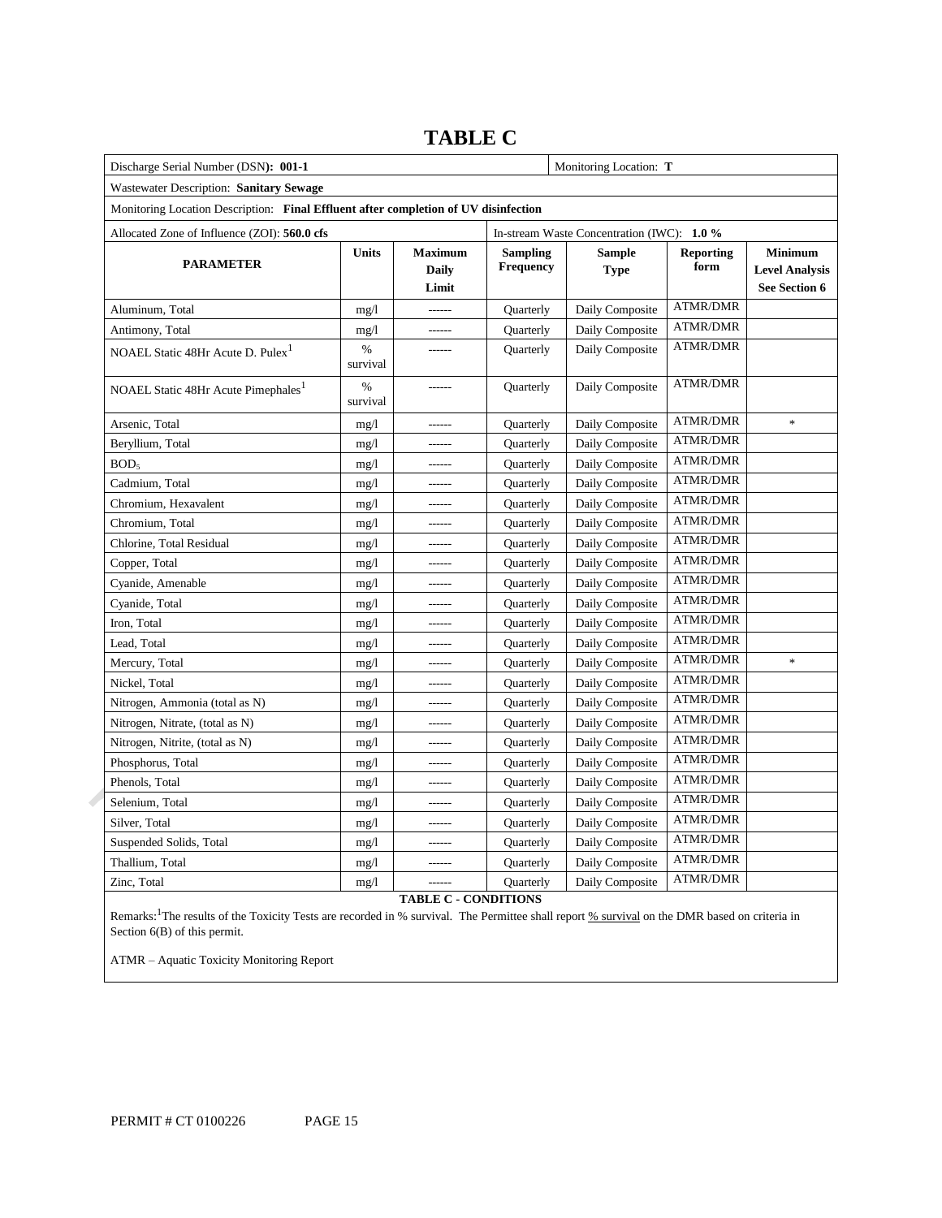# TABLE C

| Discharge Serial Number (DSN): **001-1** | | | | Monitoring Location: **T** | | |
|---|---|---|---|---|---|---|
| Wastewater Description: **Sanitary Sewage** | | | | | | |
| Monitoring Location Description: **Final Effluent after completion of UV disinfection** | | | | | | |
| Allocated Zone of Influence (ZOI): **560.0 cfs** | | | In-stream Waste Concentration (IWC): **1.0 %** | | | |
| **PARAMETER** | **Units** | **Maximum Daily Limit** | **Sampling Frequency** | **Sample Type** | **Reporting form** | **Minimum Level Analysis See Section 6** |
| Aluminum, Total | mg/l | ------ | Quarterly | Daily Composite | ATMR/DMR | |
| Antimony, Total | mg/l | ------ | Quarterly | Daily Composite | ATMR/DMR | |
| NOAEL Static 48Hr Acute D. Pulex[1] | % survival | ------ | Quarterly | Daily Composite | ATMR/DMR | |
| NOAEL Static 48Hr Acute Pimephales[1] | % survival | ------ | Quarterly | Daily Composite | ATMR/DMR | |
| Arsenic, Total | mg/l | ------ | Quarterly | Daily Composite | ATMR/DMR | * |
| Beryllium, Total | mg/l | ------ | Quarterly | Daily Composite | ATMR/DMR | |
| $BOD_5$ | mg/l | ------ | Quarterly | Daily Composite | ATMR/DMR | |
| Cadmium, Total | mg/l | ------ | Quarterly | Daily Composite | ATMR/DMR | |
| Chromium, Hexavalent | mg/l | ------ | Quarterly | Daily Composite | ATMR/DMR | |
| Chromium, Total | mg/l | ------ | Quarterly | Daily Composite | ATMR/DMR | |
| Chlorine, Total Residual | mg/l | ------ | Quarterly | Daily Composite | ATMR/DMR | |
| Copper, Total | mg/l | ------ | Quarterly | Daily Composite | ATMR/DMR | |
| Cyanide, Amenable | mg/l | ------ | Quarterly | Daily Composite | ATMR/DMR | |
| Cyanide, Total | mg/l | ------ | Quarterly | Daily Composite | ATMR/DMR | |
| Iron, Total | mg/l | ------ | Quarterly | Daily Composite | ATMR/DMR | |
| Lead, Total | mg/l | ------ | Quarterly | Daily Composite | ATMR/DMR | |
| Mercury, Total | mg/l | ------ | Quarterly | Daily Composite | ATMR/DMR | * |
| Nickel, Total | mg/l | ------ | Quarterly | Daily Composite | ATMR/DMR | |
| Nitrogen, Ammonia (total as N) | mg/l | ------ | Quarterly | Daily Composite | ATMR/DMR | |
| Nitrogen, Nitrate, (total as N) | mg/l | ------ | Quarterly | Daily Composite | ATMR/DMR | |
| Nitrogen, Nitrite, (total as N) | mg/l | ------ | Quarterly | Daily Composite | ATMR/DMR | |
| Phosphorus, Total | mg/l | ------ | Quarterly | Daily Composite | ATMR/DMR | |
| Phenols, Total | mg/l | ------ | Quarterly | Daily Composite | ATMR/DMR | |
| Selenium, Total | mg/l | ------ | Quarterly | Daily Composite | ATMR/DMR | |
| Silver, Total | mg/l | ------ | Quarterly | Daily Composite | ATMR/DMR | |
| Suspended Solids, Total | mg/l | ------ | Quarterly | Daily Composite | ATMR/DMR | |
| Thallium, Total | mg/l | ------ | Quarterly | Daily Composite | ATMR/DMR | |
| Zinc, Total | mg/l | ------ | Quarterly | Daily Composite | ATMR/DMR | |

**TABLE C - CONDITIONS**

Remarks:[1]The results of the Toxicity Tests are recorded in % survival. The Permittee shall report % survival on the DMR based on criteria in Section 6(B) of this permit.

ATMR – Aquatic Toxicity Monitoring Report

PERMIT # CT 0100226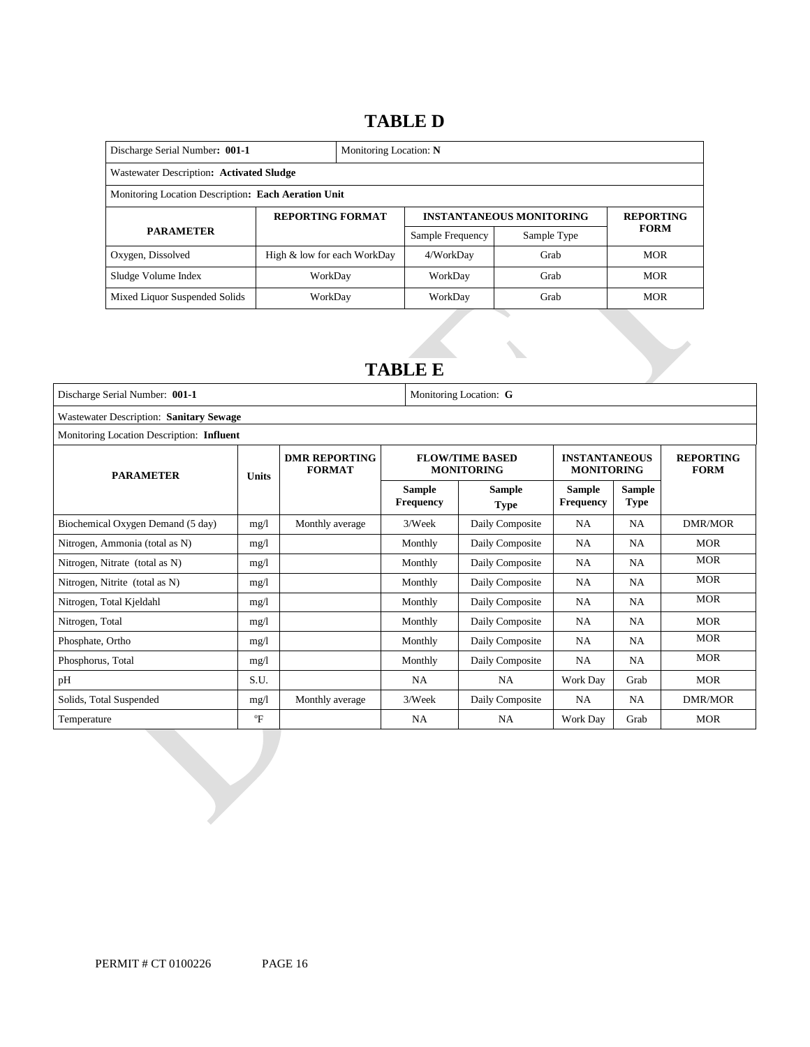## TABLE D

| Discharge Serial Number: **001-1** | | Monitoring Location: **N** | | |
|---|---|---|---|---|
| Wastewater Description**: Activated Sludge** | | | | |
| Monitoring Location Description**: Each Aeration Unit** | | | | |
| **PARAMETER** | **REPORTING FORMAT** | **INSTANTANEOUS MONITORING** | | **REPORTING FORM** |
| | | Sample Frequency | Sample Type | |
| Oxygen, Dissolved | High & low for each WorkDay | 4/WorkDay | Grab | MOR |
| Sludge Volume Index | WorkDay | WorkDay | Grab | MOR |
| Mixed Liquor Suspended Solids | WorkDay | WorkDay | Grab | MOR |

## TABLE E

| Discharge Serial Number: **001-1** | | | Monitoring Location: **G** | | | | |
|---|---|---|---|---|---|---|---|
| Wastewater Description: **Sanitary Sewage** | | | | | | | |
| Monitoring Location Description: **Influent** | | | | | | | |
| **PARAMETER** | **Units** | **DMR REPORTING FORMAT** | **FLOW/TIME BASED MONITORING** | | **INSTANTANEOUS MONITORING** | | **REPORTING FORM** |
| | | | **Sample Frequency** | **Sample Type** | **Sample Frequency** | **Sample Type** | |
| Biochemical Oxygen Demand (5 day) | mg/l | Monthly average | 3/Week | Daily Composite | NA | NA | DMR/MOR |
| Nitrogen, Ammonia (total as N) | mg/l | | Monthly | Daily Composite | NA | NA | MOR |
| Nitrogen, Nitrate (total as N) | mg/l | | Monthly | Daily Composite | NA | NA | MOR |
| Nitrogen, Nitrite (total as N) | mg/l | | Monthly | Daily Composite | NA | NA | MOR |
| Nitrogen, Total Kjeldahl | mg/l | | Monthly | Daily Composite | NA | NA | MOR |
| Nitrogen, Total | mg/l | | Monthly | Daily Composite | NA | NA | MOR |
| Phosphate, Ortho | mg/l | | Monthly | Daily Composite | NA | NA | MOR |
| Phosphorus, Total | mg/l | | Monthly | Daily Composite | NA | NA | MOR |
| pH | S.U. | | NA | NA | Work Day | Grab | MOR |
| Solids, Total Suspended | mg/l | Monthly average | 3/Week | Daily Composite | NA | NA | DMR/MOR |
| Temperature | °F | | NA | NA | Work Day | Grab | MOR |

PERMIT # CT 0100226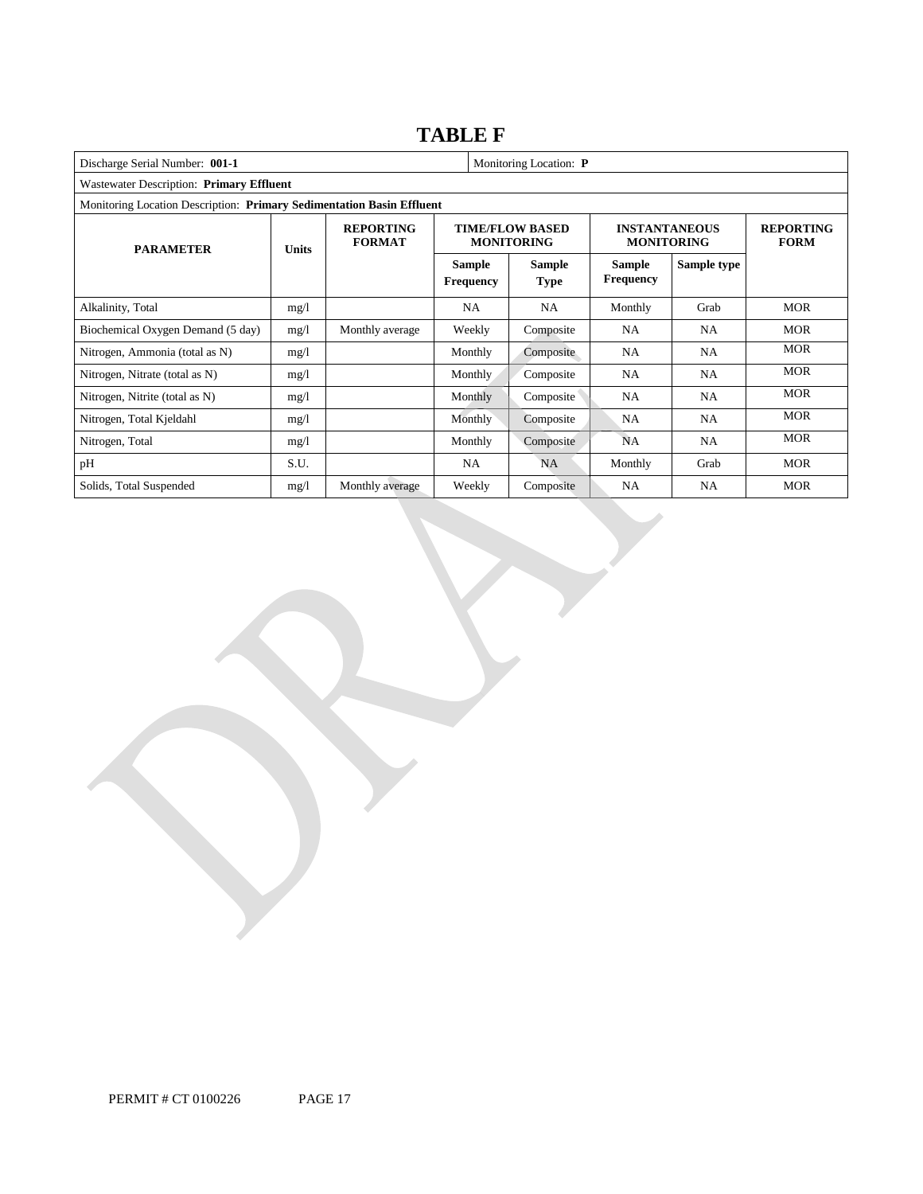# TABLE F

| Discharge Serial Number: **001-1** | | | | | Monitoring Location: **P** | | |
|---|---|---|---|---|---|---|---|
| Wastewater Description: **Primary Effluent** | | | | | | | |
| Monitoring Location Description: **Primary Sedimentation Basin Effluent** | | | | | | | |
| **PARAMETER** | **Units** | **REPORTING FORMAT** | **TIME/FLOW BASED MONITORING** | | **INSTANTANEOUS MONITORING** | | **REPORTING FORM** |
| | | | **Sample Frequency** | **Sample Type** | **Sample Frequency** | **Sample type** | |
| Alkalinity, Total | mg/l | | NA | NA | Monthly | Grab | MOR |
| Biochemical Oxygen Demand (5 day) | mg/l | Monthly average | Weekly | Composite | NA | NA | MOR |
| Nitrogen, Ammonia (total as N) | mg/l | | Monthly | Composite | NA | NA | MOR |
| Nitrogen, Nitrate (total as N) | mg/l | | Monthly | Composite | NA | NA | MOR |
| Nitrogen, Nitrite (total as N) | mg/l | | Monthly | Composite | NA | NA | MOR |
| Nitrogen, Total Kjeldahl | mg/l | | Monthly | Composite | NA | NA | MOR |
| Nitrogen, Total | mg/l | | Monthly | Composite | NA | NA | MOR |
| pH | S.U. | | NA | NA | Monthly | Grab | MOR |
| Solids, Total Suspended | mg/l | Monthly average | Weekly | Composite | NA | NA | MOR |

PERMIT # CT 0100226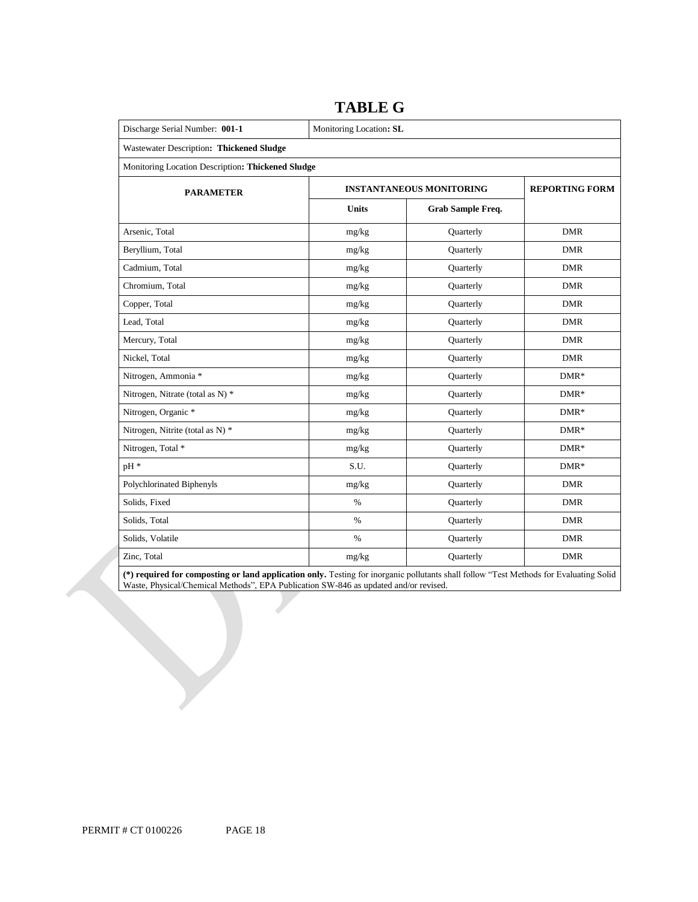# TABLE G

| Discharge Serial Number: **001-1** | Monitoring Location**: SL** | | |
|---|---|---|---|
| Wastewater Description**: Thickened Sludge** | | | |
| Monitoring Location Description**: Thickened Sludge** | | | |
| **PARAMETER** | **INSTANTANEOUS MONITORING** | | **REPORTING FORM** |
| | **Units** | **Grab Sample Freq.** | |
| Arsenic, Total | mg/kg | Quarterly | DMR |
| Beryllium, Total | mg/kg | Quarterly | DMR |
| Cadmium, Total | mg/kg | Quarterly | DMR |
| Chromium, Total | mg/kg | Quarterly | DMR |
| Copper, Total | mg/kg | Quarterly | DMR |
| Lead, Total | mg/kg | Quarterly | DMR |
| Mercury, Total | mg/kg | Quarterly | DMR |
| Nickel, Total | mg/kg | Quarterly | DMR |
| Nitrogen, Ammonia * | mg/kg | Quarterly | DMR* |
| Nitrogen, Nitrate (total as N) * | mg/kg | Quarterly | DMR* |
| Nitrogen, Organic * | mg/kg | Quarterly | DMR* |
| Nitrogen, Nitrite (total as N) * | mg/kg | Quarterly | DMR* |
| Nitrogen, Total * | mg/kg | Quarterly | DMR* |
| pH * | S.U. | Quarterly | DMR* |
| Polychlorinated Biphenyls | mg/kg | Quarterly | DMR |
| Solids, Fixed | % | Quarterly | DMR |
| Solids, Total | % | Quarterly | DMR |
| Solids, Volatile | % | Quarterly | DMR |
| Zinc, Total | mg/kg | Quarterly | DMR |

**(*) required for composting or land application only.** Testing for inorganic pollutants shall follow "Test Methods for Evaluating Solid Waste, Physical/Chemical Methods", EPA Publication SW-846 as updated and/or revised.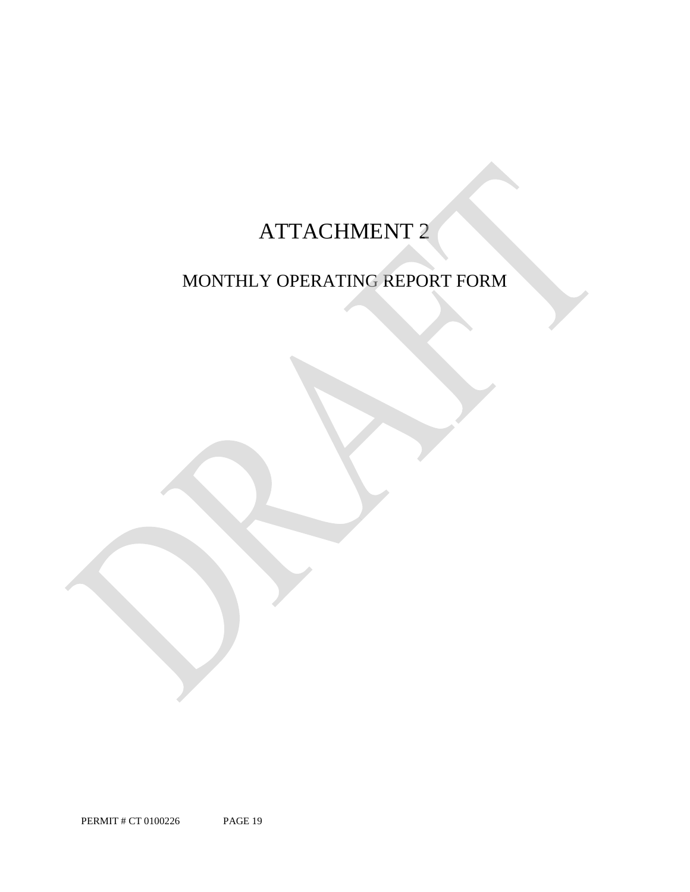# ATTACHMENT 2

## MONTHLY OPERATING REPORT FORM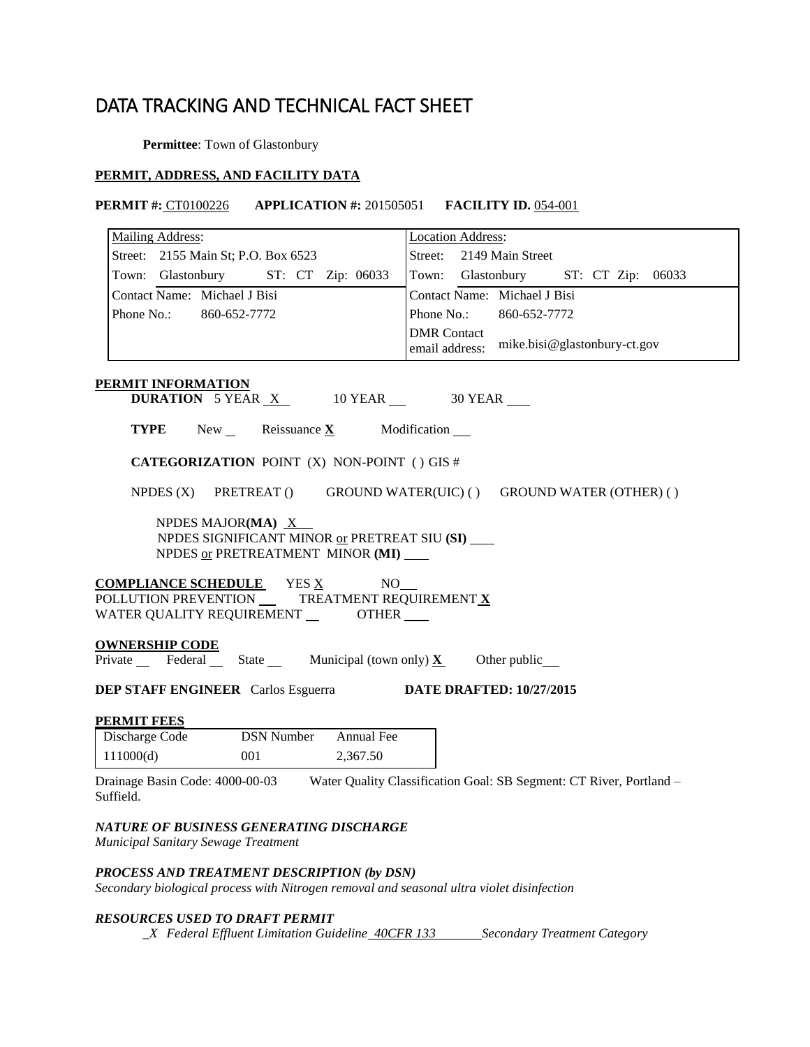# DATA TRACKING AND TECHNICAL FACT SHEET

**Permittee**: Town of Glastonbury

**PERMIT, ADDRESS, AND FACILITY DATA**

**PERMIT #:** CT0100226 **APPLICATION #:** 201505051 **FACILITY ID.** 054-001

| Mailing Address: | Location Address: |
|---|---|
| Street: 2155 Main St; P.O. Box 6523 | Street: 2149 Main Street |
| Town: Glastonbury ST: CT Zip: 06033 | Town: Glastonbury ST: CT Zip: 06033 |
| Contact Name: Michael J Bisi | Contact Name: Michael J Bisi |
| Phone No.: 860-652-7772 | Phone No.: 860-652-7772 |
| | DMR Contact email address: mike.bisi@glastonbury-ct.gov |

**PERMIT INFORMATION**

**DURATION** 5 YEAR X 10 YEAR ___ 30 YEAR ___

**TYPE** New ___ Reissuance **X** Modification ___

**CATEGORIZATION** POINT (X) NON-POINT ( ) GIS #

NPDES (X) PRETREAT () GROUND WATER(UIC) ( ) GROUND WATER (OTHER) ( )

NPDES MAJOR**(MA)** X
NPDES SIGNIFICANT MINOR or PRETREAT SIU **(SI)** ___
NPDES or PRETREATMENT MINOR **(MI)** ___

**COMPLIANCE SCHEDULE** YES X NO___
POLLUTION PREVENTION ___ TREATMENT REQUIREMENT **X**
WATER QUALITY REQUIREMENT ___ OTHER ___

**OWNERSHIP CODE**
Private ___ Federal ___ State ___ Municipal (town only) **X** Other public___

**DEP STAFF ENGINEER** Carlos Esguerra **DATE DRAFTED: 10/27/2015**

**PERMIT FEES**

| Discharge Code | DSN Number | Annual Fee |
|---|---|---|
| 111000(d) | 001 | 2,367.50 |

Drainage Basin Code: 4000-00-03 Water Quality Classification Goal: SB Segment: CT River, Portland – Suffield.

***NATURE OF BUSINESS GENERATING DISCHARGE***
*Municipal Sanitary Sewage Treatment*

***PROCESS AND TREATMENT DESCRIPTION (by DSN)***
*Secondary biological process with Nitrogen removal and seasonal ultra violet disinfection*

***RESOURCES USED TO DRAFT PERMIT***
_X *Federal Effluent Limitation Guideline* 40CFR 133 *Secondary Treatment Category*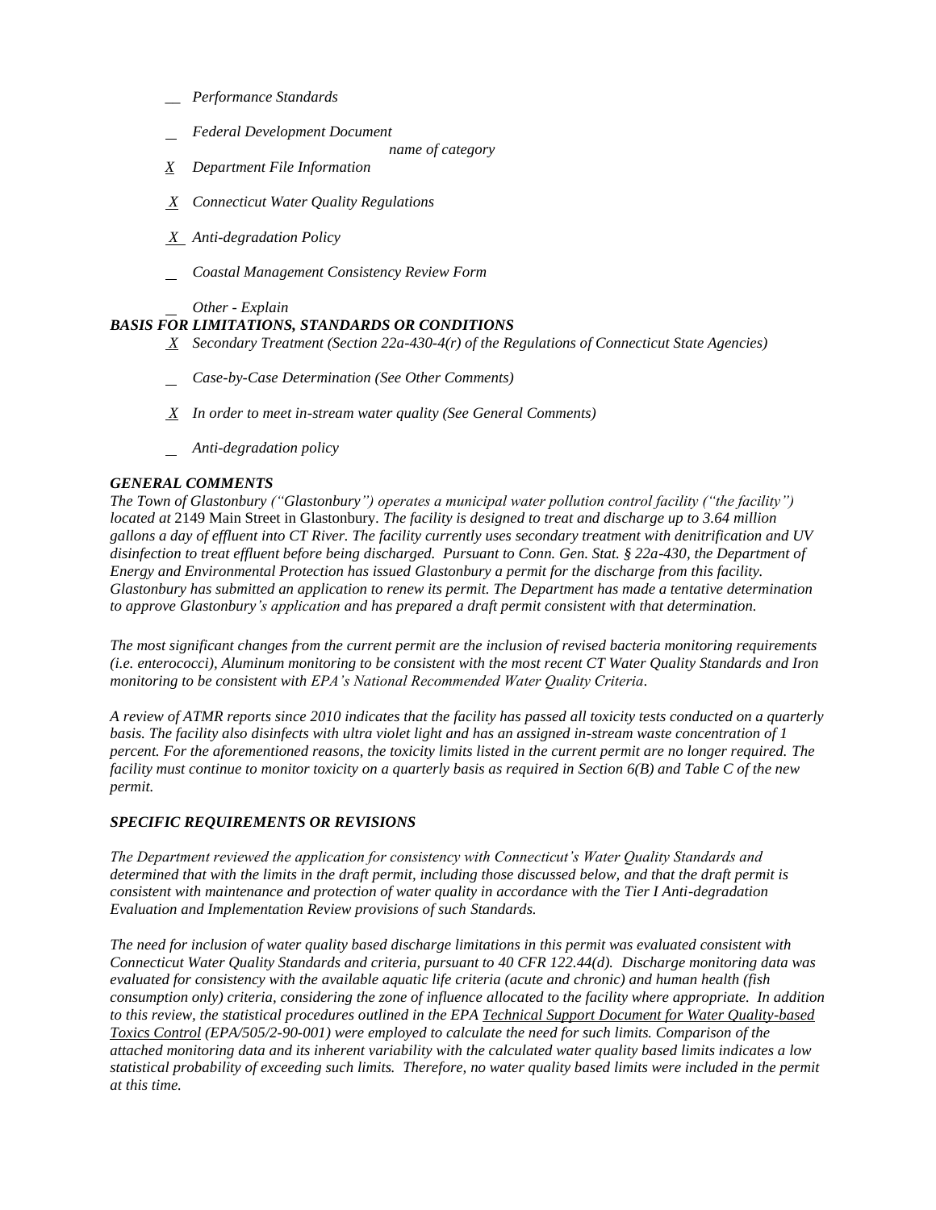__ *Performance Standards*

_ *Federal Development Document*

*name of category*

*X* *Department File Information*

*X* *Connecticut Water Quality Regulations*

*X* *Anti-degradation Policy*

_ *Coastal Management Consistency Review Form*

_ *Other - Explain*

***BASIS FOR LIMITATIONS, STANDARDS OR CONDITIONS***

*X* *Secondary Treatment (Section 22a-430-4(r) of the Regulations of Connecticut State Agencies)*

_ *Case-by-Case Determination (See Other Comments)*

*X* *In order to meet in-stream water quality (See General Comments)*

_ *Anti-degradation policy*

***GENERAL COMMENTS***

*The Town of Glastonbury ("Glastonbury") operates a municipal water pollution control facility ("the facility") located at* 2149 Main Street in Glastonbury. *The facility is designed to treat and discharge up to 3.64 million gallons a day of effluent into CT River. The facility currently uses secondary treatment with denitrification and UV disinfection to treat effluent before being discharged. Pursuant to Conn. Gen. Stat. § 22a-430, the Department of Energy and Environmental Protection has issued Glastonbury a permit for the discharge from this facility. Glastonbury has submitted an application to renew its permit. The Department has made a tentative determination to approve Glastonbury's application and has prepared a draft permit consistent with that determination.*

*The most significant changes from the current permit are the inclusion of revised bacteria monitoring requirements (i.e. enterococci), Aluminum monitoring to be consistent with the most recent CT Water Quality Standards and Iron monitoring to be consistent with EPA's National Recommended Water Quality Criteria.*

*A review of ATMR reports since 2010 indicates that the facility has passed all toxicity tests conducted on a quarterly basis. The facility also disinfects with ultra violet light and has an assigned in-stream waste concentration of 1 percent. For the aforementioned reasons, the toxicity limits listed in the current permit are no longer required. The facility must continue to monitor toxicity on a quarterly basis as required in Section 6(B) and Table C of the new permit.*

***SPECIFIC REQUIREMENTS OR REVISIONS***

*The Department reviewed the application for consistency with Connecticut's Water Quality Standards and determined that with the limits in the draft permit, including those discussed below, and that the draft permit is consistent with maintenance and protection of water quality in accordance with the Tier I Anti-degradation Evaluation and Implementation Review provisions of such Standards.*

*The need for inclusion of water quality based discharge limitations in this permit was evaluated consistent with Connecticut Water Quality Standards and criteria, pursuant to 40 CFR 122.44(d). Discharge monitoring data was evaluated for consistency with the available aquatic life criteria (acute and chronic) and human health (fish consumption only) criteria, considering the zone of influence allocated to the facility where appropriate. In addition to this review, the statistical procedures outlined in the EPA Technical Support Document for Water Quality-based Toxics Control (EPA/505/2-90-001) were employed to calculate the need for such limits. Comparison of the attached monitoring data and its inherent variability with the calculated water quality based limits indicates a low statistical probability of exceeding such limits. Therefore, no water quality based limits were included in the permit at this time.*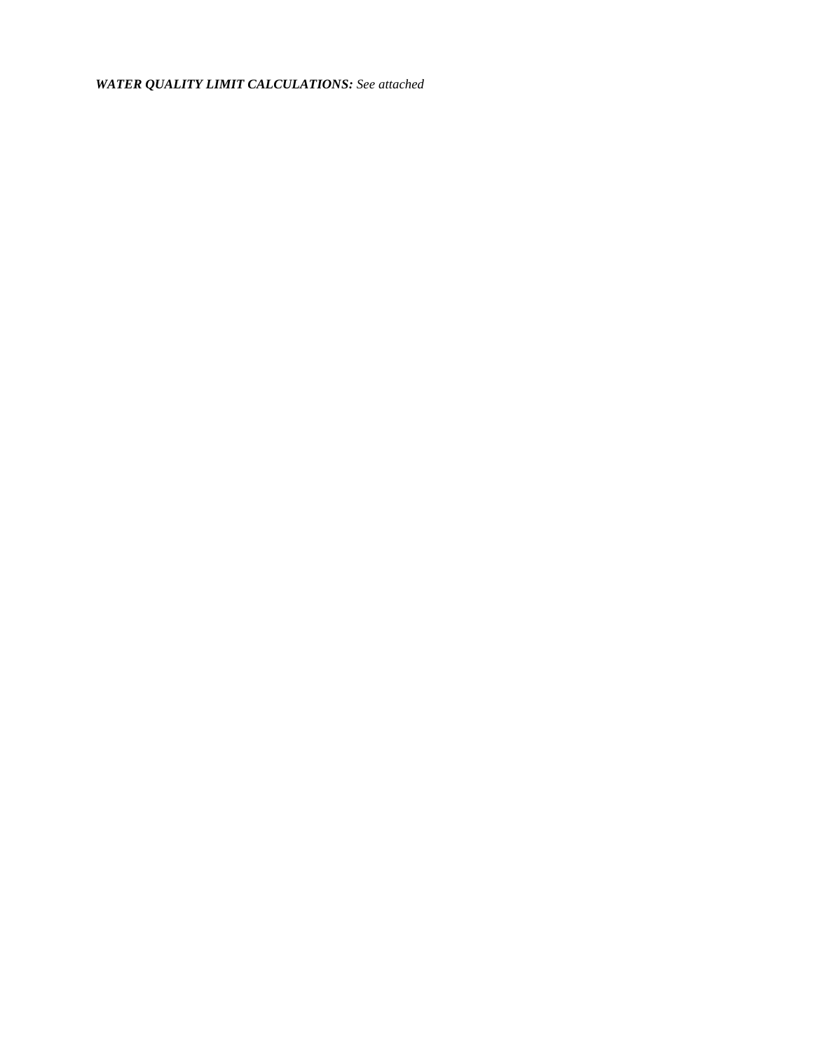***WATER QUALITY LIMIT CALCULATIONS:*** *See attached*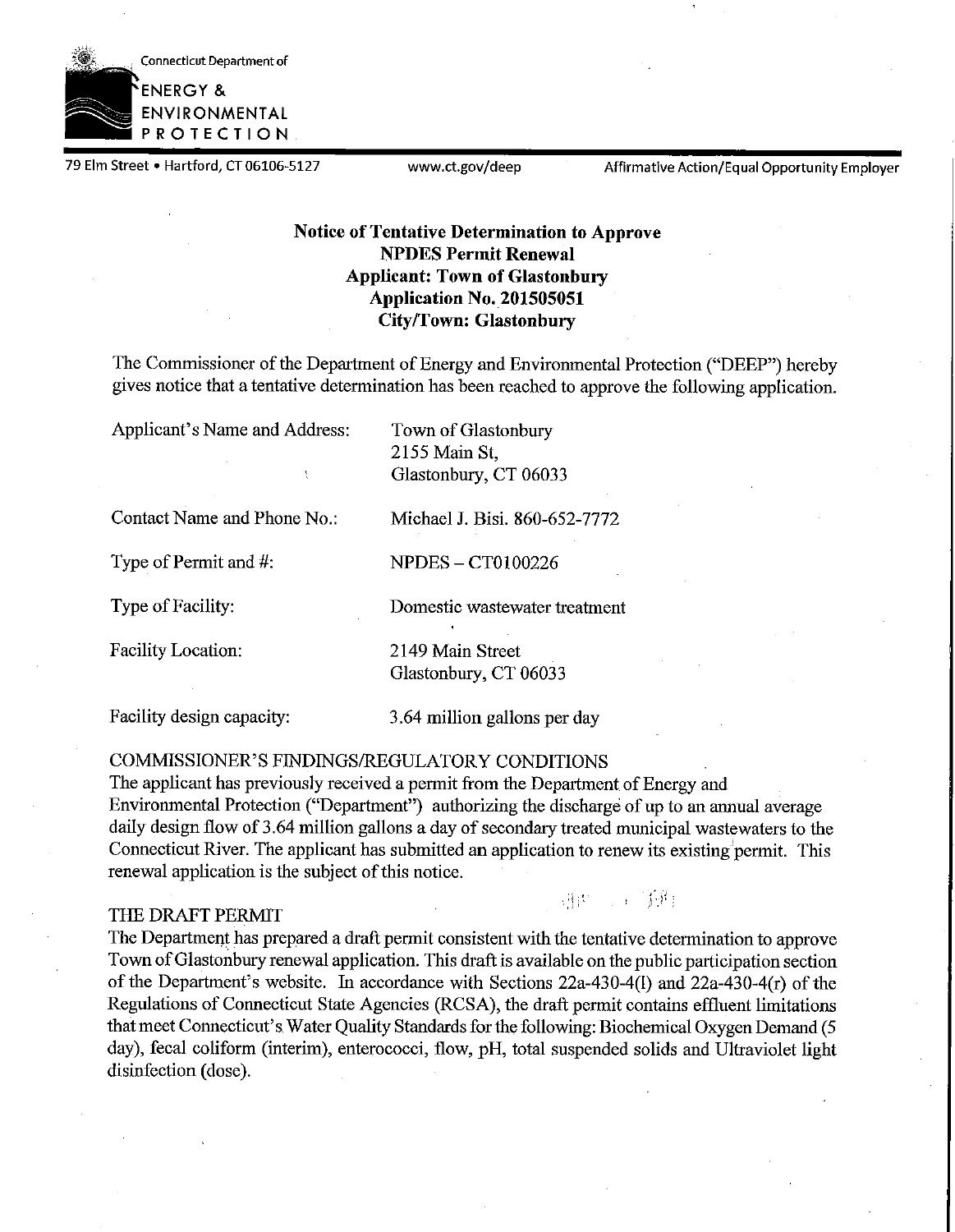Connecticut Department of

**ENERGY & ENVIRONMENTAL PROTECTION**

79 Elm Street • Hartford, CT 06106-5127 www.ct.gov/deep Affirmative Action/Equal Opportunity Employer

**Notice of Tentative Determination to Approve**
**NPDES Permit Renewal**
**Applicant: Town of Glastonbury**
**Application No. 201505051**
**City/Town: Glastonbury**

The Commissioner of the Department of Energy and Environmental Protection ("DEEP") hereby gives notice that a tentative determination has been reached to approve the following application.

| | |
|---|---|
| Applicant's Name and Address: | Town of Glastonbury<br>2155 Main St,<br>Glastonbury, CT 06033 |
| Contact Name and Phone No.: | Michael J. Bisi. 860-652-7772 |
| Type of Permit and #: | NPDES – CT0100226 |
| Type of Facility: | Domestic wastewater treatment |
| Facility Location: | 2149 Main Street<br>Glastonbury, CT 06033 |
| Facility design capacity: | 3.64 million gallons per day |

COMMISSIONER'S FINDINGS/REGULATORY CONDITIONS

The applicant has previously received a permit from the Department of Energy and Environmental Protection ("Department") authorizing the discharge of up to an annual average daily design flow of 3.64 million gallons a day of secondary treated municipal wastewaters to the Connecticut River. The applicant has submitted an application to renew its existing permit. This renewal application is the subject of this notice.

THE DRAFT PERMIT

The Department has prepared a draft permit consistent with the tentative determination to approve Town of Glastonbury renewal application. This draft is available on the public participation section of the Department's website. In accordance with Sections 22a-430-4(l) and 22a-430-4(r) of the Regulations of Connecticut State Agencies (RCSA), the draft permit contains effluent limitations that meet Connecticut's Water Quality Standards for the following: Biochemical Oxygen Demand (5 day), fecal coliform (interim), enterococci, flow, pH, total suspended solids and Ultraviolet light disinfection (dose).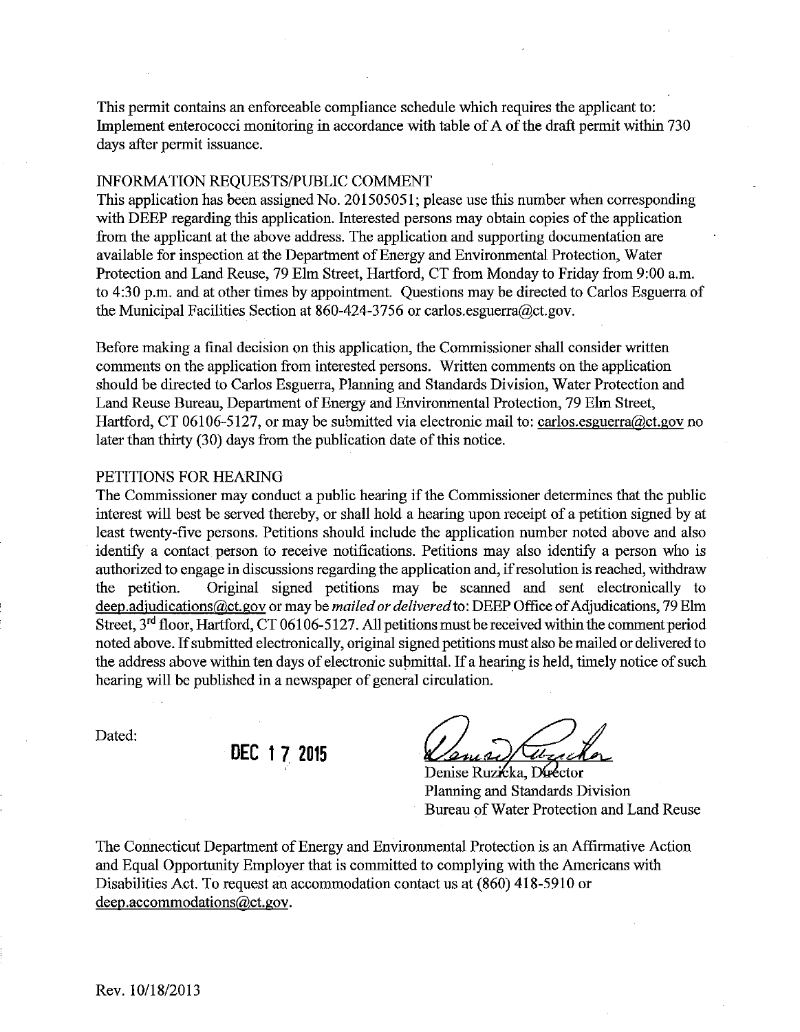This permit contains an enforceable compliance schedule which requires the applicant to: Implement enterococci monitoring in accordance with table of A of the draft permit within 730 days after permit issuance.

## INFORMATION REQUESTS/PUBLIC COMMENT

This application has been assigned No. 201505051; please use this number when corresponding with DEEP regarding this application. Interested persons may obtain copies of the application from the applicant at the above address. The application and supporting documentation are available for inspection at the Department of Energy and Environmental Protection, Water Protection and Land Reuse, 79 Elm Street, Hartford, CT from Monday to Friday from 9:00 a.m. to 4:30 p.m. and at other times by appointment. Questions may be directed to Carlos Esguerra of the Municipal Facilities Section at 860-424-3756 or carlos.esguerra@ct.gov.

Before making a final decision on this application, the Commissioner shall consider written comments on the application from interested persons. Written comments on the application should be directed to Carlos Esguerra, Planning and Standards Division, Water Protection and Land Reuse Bureau, Department of Energy and Environmental Protection, 79 Elm Street, Hartford, CT 06106-5127, or may be submitted via electronic mail to: carlos.esguerra@ct.gov no later than thirty (30) days from the publication date of this notice.

## PETITIONS FOR HEARING

The Commissioner may conduct a public hearing if the Commissioner determines that the public interest will best be served thereby, or shall hold a hearing upon receipt of a petition signed by at least twenty-five persons. Petitions should include the application number noted above and also identify a contact person to receive notifications. Petitions may also identify a person who is authorized to engage in discussions regarding the application and, if resolution is reached, withdraw the petition. Original signed petitions may be scanned and sent electronically to deep.adjudications@ct.gov or may be *mailed or delivered* to: DEEP Office of Adjudications, 79 Elm Street, 3rd floor, Hartford, CT 06106-5127. All petitions must be received within the comment period noted above. If submitted electronically, original signed petitions must also be mailed or delivered to the address above within ten days of electronic submittal. If a hearing is held, timely notice of such hearing will be published in a newspaper of general circulation.

Dated: **DEC 17 2015**

Denise Ruzicka, Director
Planning and Standards Division
Bureau of Water Protection and Land Reuse

The Connecticut Department of Energy and Environmental Protection is an Affirmative Action and Equal Opportunity Employer that is committed to complying with the Americans with Disabilities Act. To request an accommodation contact us at (860) 418-5910 or deep.accommodations@ct.gov.

Rev. 10/18/2013